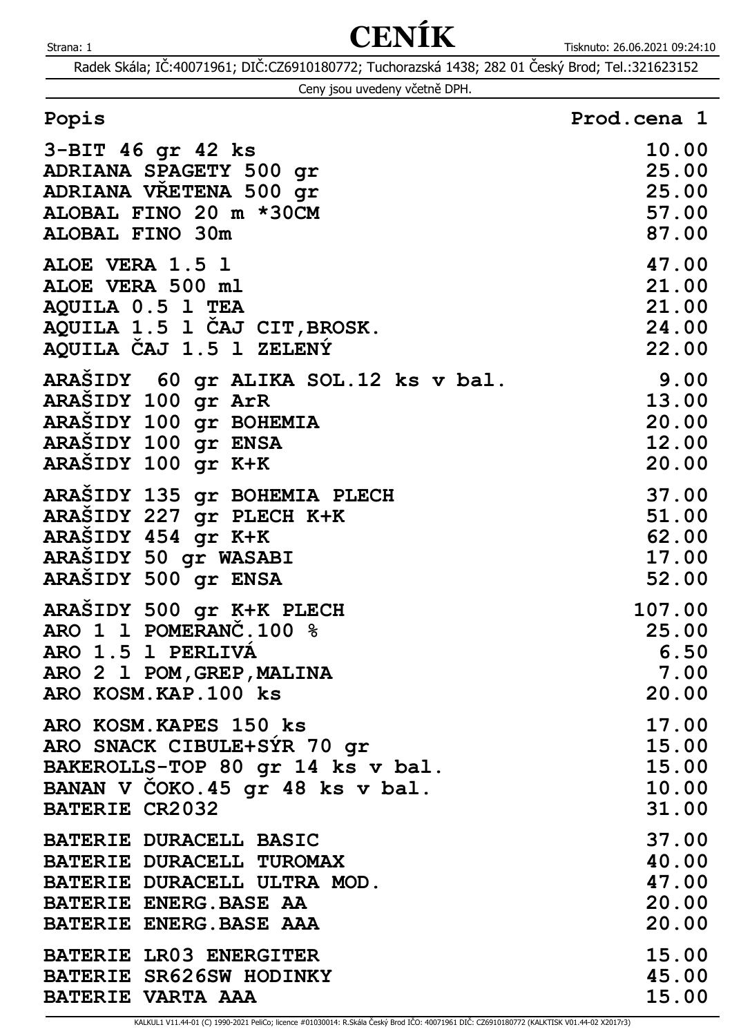# CENÍK

Radek Skála; IČ:40071961; DIČ:CZ6910180772; Tuchorazská 1438; 282 01 Český Brod; Tel.:321623152

Ceny jsou uvedeny včetně DPH.

| Popis | Prod.cena 1 |
| --- | ---: |
| 3-BIT 46 gr 42 ks | 10.00 |
| ADRIANA SPAGETY 500 gr | 25.00 |
| ADRIANA VŘETENA 500 gr | 25.00 |
| ALOBAL FINO 20 m *30CM | 57.00 |
| ALOBAL FINO 30m | 87.00 |
| ALOE VERA 1.5 l | 47.00 |
| ALOE VERA 500 ml | 21.00 |
| AQUILA 0.5 l TEA | 21.00 |
| AQUILA 1.5 l ČAJ CIT,BROSK. | 24.00 |
| AQUILA ČAJ 1.5 l ZELENÝ | 22.00 |
| ARAŠIDY 60 gr ALIKA SOL.12 ks v bal. | 9.00 |
| ARAŠIDY 100 gr ArR | 13.00 |
| ARAŠIDY 100 gr BOHEMIA | 20.00 |
| ARAŠIDY 100 gr ENSA | 12.00 |
| ARAŠIDY 100 gr K+K | 20.00 |
| ARAŠIDY 135 gr BOHEMIA PLECH | 37.00 |
| ARAŠIDY 227 gr PLECH K+K | 51.00 |
| ARAŠIDY 454 gr K+K | 62.00 |
| ARAŠIDY 50 gr WASABI | 17.00 |
| ARAŠIDY 500 gr ENSA | 52.00 |
| ARAŠIDY 500 gr K+K PLECH | 107.00 |
| ARO 1 l POMERANČ.100 % | 25.00 |
| ARO 1.5 l PERLIVÁ | 6.50 |
| ARO 2 l POM,GREP,MALINA | 7.00 |
| ARO KOSM.KAP.100 ks | 20.00 |
| ARO KOSM.KAPES 150 ks | 17.00 |
| ARO SNACK CIBULE+SÝR 70 gr | 15.00 |
| BAKEROLLS-TOP 80 gr 14 ks v bal. | 15.00 |
| BANAN V ČOKO.45 gr 48 ks v bal. | 10.00 |
| BATERIE CR2032 | 31.00 |
| BATERIE DURACELL BASIC | 37.00 |
| BATERIE DURACELL TUROMAX | 40.00 |
| BATERIE DURACELL ULTRA MOD. | 47.00 |
| BATERIE ENERG.BASE AA | 20.00 |
| BATERIE ENERG.BASE AAA | 20.00 |
| BATERIE LR03 ENERGITER | 15.00 |
| BATERIE SR626SW HODINKY | 45.00 |
| BATERIE VARTA AAA | 15.00 |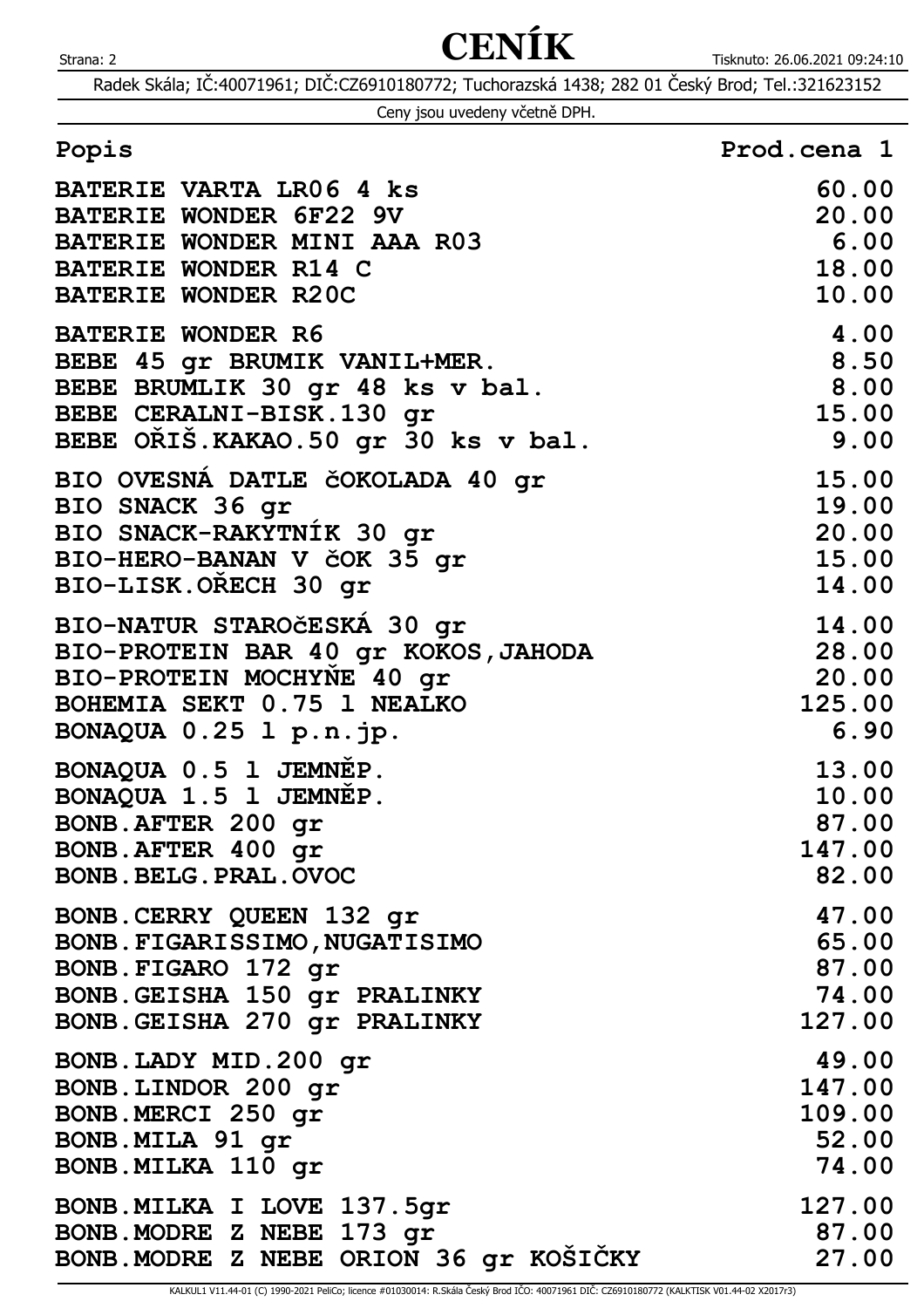# CENÍK

Radek Skála; IČ:40071961; DIČ:CZ6910180772; Tuchorazská 1438; 282 01 Český Brod; Tel.:321623152

Ceny jsou uvedeny včetně DPH.

| Popis | Prod.cena 1 |
|---|---|
| BATERIE VARTA LR06 4 ks | 60.00 |
| BATERIE WONDER 6F22 9V | 20.00 |
| BATERIE WONDER MINI AAA R03 | 6.00 |
| BATERIE WONDER R14 C | 18.00 |
| BATERIE WONDER R20C | 10.00 |
| BATERIE WONDER R6 | 4.00 |
| BEBE 45 gr BRUMIK VANIL+MER. | 8.50 |
| BEBE BRUMLIK 30 gr 48 ks v bal. | 8.00 |
| BEBE CERALNI-BISK.130 gr | 15.00 |
| BEBE OŘIŠ.KAKAO.50 gr 30 ks v bal. | 9.00 |
| BIO OVESNÁ DATLE čOKOLADA 40 gr | 15.00 |
| BIO SNACK 36 gr | 19.00 |
| BIO SNACK-RAKYTNÍK 30 gr | 20.00 |
| BIO-HERO-BANAN V čOK 35 gr | 15.00 |
| BIO-LISK.OŘECH 30 gr | 14.00 |
| BIO-NATUR STAROčESKÁ 30 gr | 14.00 |
| BIO-PROTEIN BAR 40 gr KOKOS,JAHODA | 28.00 |
| BIO-PROTEIN MOCHYŇE 40 gr | 20.00 |
| BOHEMIA SEKT 0.75 l NEALKO | 125.00 |
| BONAQUA 0.25 l p.n.jp. | 6.90 |
| BONAQUA 0.5 l JEMNĚP. | 13.00 |
| BONAQUA 1.5 l JEMNĚP. | 10.00 |
| BONB.AFTER 200 gr | 87.00 |
| BONB.AFTER 400 gr | 147.00 |
| BONB.BELG.PRAL.OVOC | 82.00 |
| BONB.CERRY QUEEN 132 gr | 47.00 |
| BONB.FIGARISSIMO,NUGATISIMO | 65.00 |
| BONB.FIGARO 172 gr | 87.00 |
| BONB.GEISHA 150 gr PRALINKY | 74.00 |
| BONB.GEISHA 270 gr PRALINKY | 127.00 |
| BONB.LADY MID.200 gr | 49.00 |
| BONB.LINDOR 200 gr | 147.00 |
| BONB.MERCI 250 gr | 109.00 |
| BONB.MILA 91 gr | 52.00 |
| BONB.MILKA 110 gr | 74.00 |
| BONB.MILKA I LOVE 137.5gr | 127.00 |
| BONB.MODRE Z NEBE 173 gr | 87.00 |
| BONB.MODRE Z NEBE ORION 36 gr KOŠIČKY | 27.00 |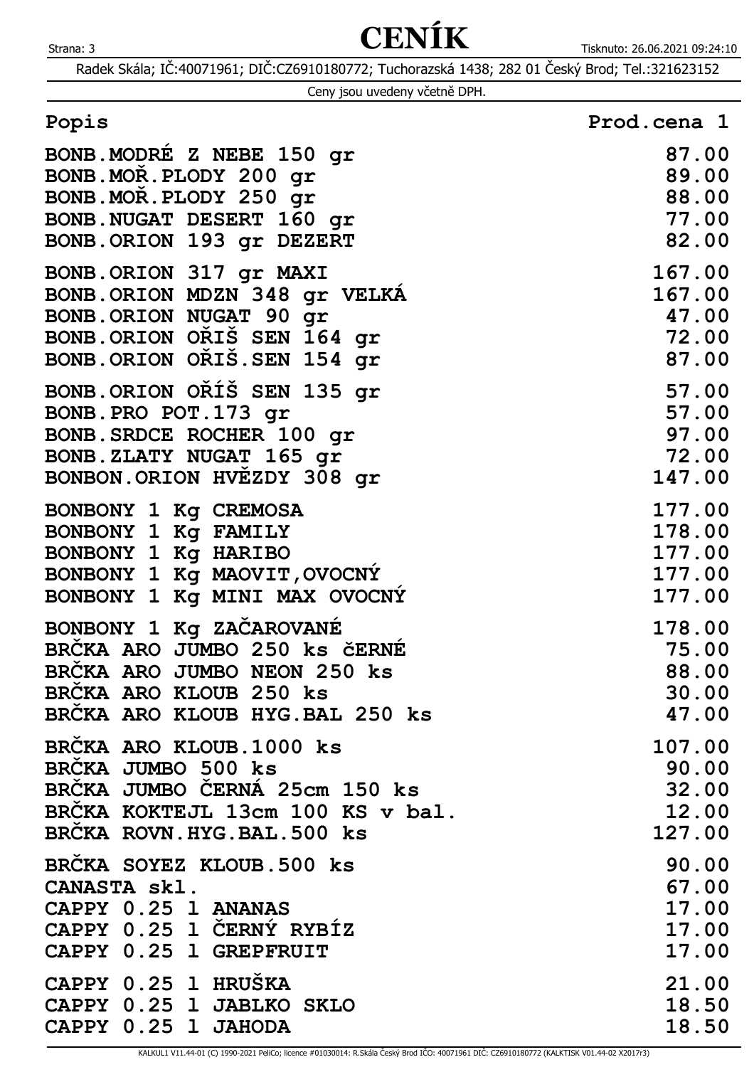# CENÍK

Radek Skála; IČ:40071961; DIČ:CZ6910180772; Tuchorazská 1438; 282 01 Český Brod; Tel.:321623152

Ceny jsou uvedeny včetně DPH.

| Popis | Prod.cena 1 |
| --- | ---: |
| BONB.MODRÉ Z NEBE 150 gr | 87.00 |
| BONB.MOŘ.PLODY 200 gr | 89.00 |
| BONB.MOŘ.PLODY 250 gr | 88.00 |
| BONB.NUGAT DESERT 160 gr | 77.00 |
| BONB.ORION 193 gr DEZERT | 82.00 |
| BONB.ORION 317 gr MAXI | 167.00 |
| BONB.ORION MDZN 348 gr VELKÁ | 167.00 |
| BONB.ORION NUGAT 90 gr | 47.00 |
| BONB.ORION OŘIŠ SEN 164 gr | 72.00 |
| BONB.ORION OŘIŠ.SEN 154 gr | 87.00 |
| BONB.ORION OŘÍŠ SEN 135 gr | 57.00 |
| BONB.PRO POT.173 gr | 57.00 |
| BONB.SRDCE ROCHER 100 gr | 97.00 |
| BONB.ZLATY NUGAT 165 gr | 72.00 |
| BONBON.ORION HVĚZDY 308 gr | 147.00 |
| BONBONY 1 Kg CREMOSA | 177.00 |
| BONBONY 1 Kg FAMILY | 178.00 |
| BONBONY 1 Kg HARIBO | 177.00 |
| BONBONY 1 Kg MAOVIT,OVOCNÝ | 177.00 |
| BONBONY 1 Kg MINI MAX OVOCNÝ | 177.00 |
| BONBONY 1 Kg ZAČAROVANÉ | 178.00 |
| BRČKA ARO JUMBO 250 ks čERNÉ | 75.00 |
| BRČKA ARO JUMBO NEON 250 ks | 88.00 |
| BRČKA ARO KLOUB 250 ks | 30.00 |
| BRČKA ARO KLOUB HYG.BAL 250 ks | 47.00 |
| BRČKA ARO KLOUB.1000 ks | 107.00 |
| BRČKA JUMBO 500 ks | 90.00 |
| BRČKA JUMBO ČERNÁ 25cm 150 ks | 32.00 |
| BRČKA KOKTEJL 13cm 100 KS v bal. | 12.00 |
| BRČKA ROVN.HYG.BAL.500 ks | 127.00 |
| BRČKA SOYEZ KLOUB.500 ks | 90.00 |
| CANASTA skl. | 67.00 |
| CAPPY 0.25 l ANANAS | 17.00 |
| CAPPY 0.25 l ČERNÝ RYBÍZ | 17.00 |
| CAPPY 0.25 l GREPFRUIT | 17.00 |
| CAPPY 0.25 l HRUŠKA | 21.00 |
| CAPPY 0.25 l JABLKO SKLO | 18.50 |
| CAPPY 0.25 l JAHODA | 18.50 |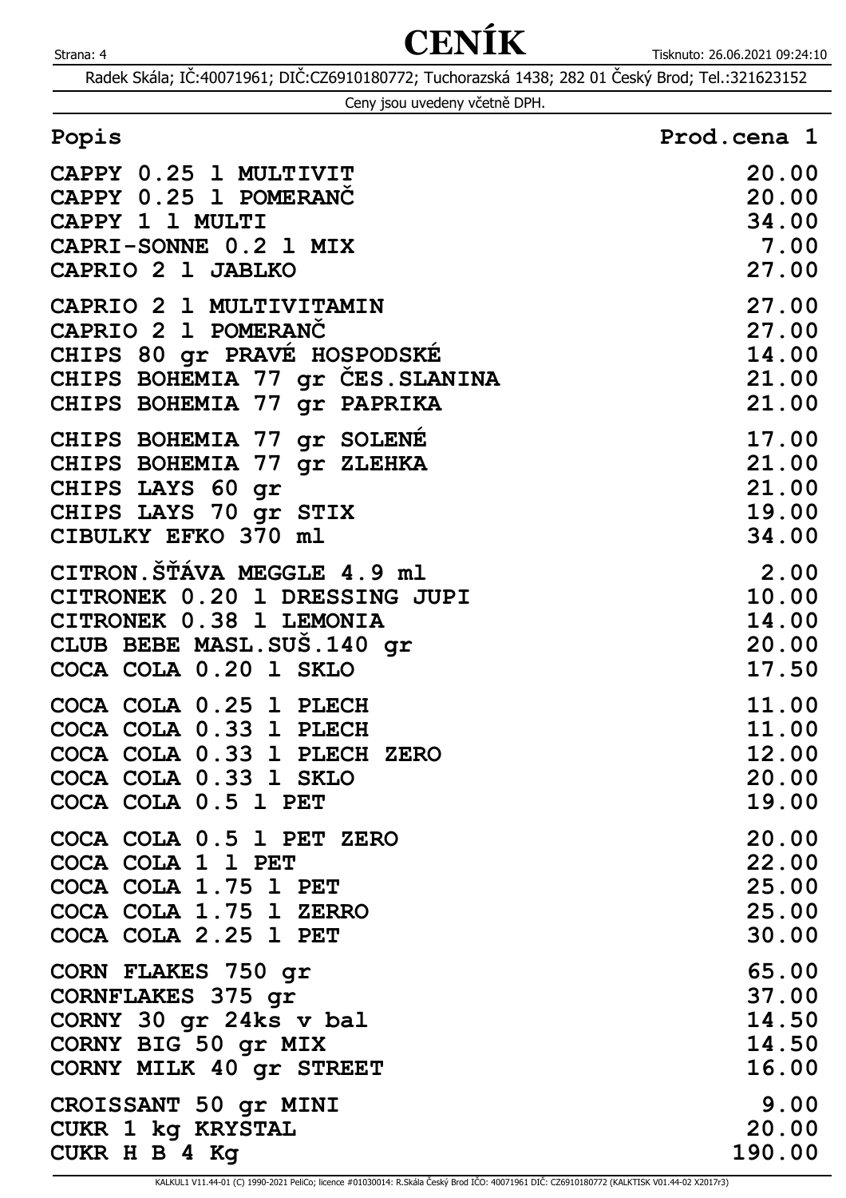# CENÍK

Radek Skála; IČ:40071961; DIČ:CZ6910180772; Tuchorazská 1438; 282 01 Český Brod; Tel.:321623152

Ceny jsou uvedeny včetně DPH.

| Popis | Prod.cena 1 |
|---|---:|
| CAPPY 0.25 l MULTIVIT | 20.00 |
| CAPPY 0.25 l POMERANČ | 20.00 |
| CAPPY 1 l MULTI | 34.00 |
| CAPRI-SONNE 0.2 l MIX | 7.00 |
| CAPRIO 2 l JABLKO | 27.00 |
| CAPRIO 2 l MULTIVITAMIN | 27.00 |
| CAPRIO 2 l POMERANČ | 27.00 |
| CHIPS 80 gr PRAVÉ HOSPODSKÉ | 14.00 |
| CHIPS BOHEMIA 77 gr ČES.SLANINA | 21.00 |
| CHIPS BOHEMIA 77 gr PAPRIKA | 21.00 |
| CHIPS BOHEMIA 77 gr SOLENÉ | 17.00 |
| CHIPS BOHEMIA 77 gr ZLEHKA | 21.00 |
| CHIPS LAYS 60 gr | 21.00 |
| CHIPS LAYS 70 gr STIX | 19.00 |
| CIBULKY EFKO 370 ml | 34.00 |
| CITRON.ŠŤÁVA MEGGLE 4.9 ml | 2.00 |
| CITRONEK 0.20 l DRESSING JUPI | 10.00 |
| CITRONEK 0.38 l LEMONIA | 14.00 |
| CLUB BEBE MASL.SUŠ.140 gr | 20.00 |
| COCA COLA 0.20 l SKLO | 17.50 |
| COCA COLA 0.25 l PLECH | 11.00 |
| COCA COLA 0.33 l PLECH | 11.00 |
| COCA COLA 0.33 l PLECH ZERO | 12.00 |
| COCA COLA 0.33 l SKLO | 20.00 |
| COCA COLA 0.5 l PET | 19.00 |
| COCA COLA 0.5 l PET ZERO | 20.00 |
| COCA COLA 1 l PET | 22.00 |
| COCA COLA 1.75 l PET | 25.00 |
| COCA COLA 1.75 l ZERRO | 25.00 |
| COCA COLA 2.25 l PET | 30.00 |
| CORN FLAKES 750 gr | 65.00 |
| CORNFLAKES 375 gr | 37.00 |
| CORNY 30 gr 24ks v bal | 14.50 |
| CORNY BIG 50 gr MIX | 14.50 |
| CORNY MILK 40 gr STREET | 16.00 |
| CROISSANT 50 gr MINI | 9.00 |
| CUKR 1 kg KRYSTAL | 20.00 |
| CUKR H B 4 Kg | 190.00 |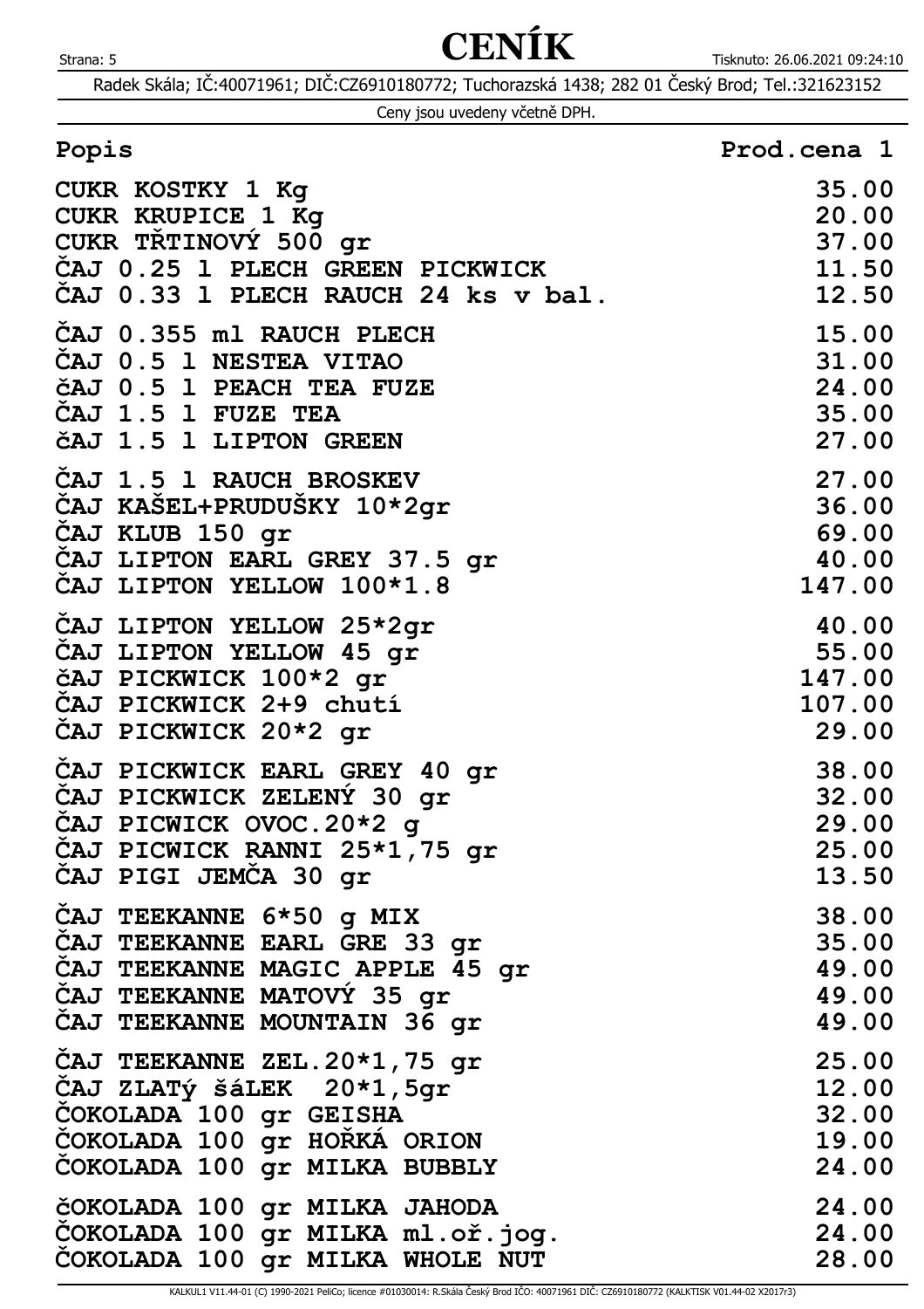# CENÍK

Radek Skála; IČ:40071961; DIČ:CZ6910180772; Tuchorazská 1438; 282 01 Český Brod; Tel.:321623152

Ceny jsou uvedeny včetně DPH.

| Popis | Prod.cena 1 |
|---|---|
| CUKR KOSTKY 1 Kg | 35.00 |
| CUKR KRUPICE 1 Kg | 20.00 |
| CUKR TŘTINOVÝ 500 gr | 37.00 |
| ČAJ 0.25 l PLECH GREEN PICKWICK | 11.50 |
| ČAJ 0.33 l PLECH RAUCH 24 ks v bal. | 12.50 |
| ČAJ 0.355 ml RAUCH PLECH | 15.00 |
| ČAJ 0.5 l NESTEA VITAO | 31.00 |
| čAJ 0.5 l PEACH TEA FUZE | 24.00 |
| ČAJ 1.5 l FUZE TEA | 35.00 |
| čAJ 1.5 l LIPTON GREEN | 27.00 |
| ČAJ 1.5 l RAUCH BROSKEV | 27.00 |
| ČAJ KAŠEL+PRUDUŠKY 10*2gr | 36.00 |
| ČAJ KLUB 150 gr | 69.00 |
| ČAJ LIPTON EARL GREY 37.5 gr | 40.00 |
| ČAJ LIPTON YELLOW 100*1.8 | 147.00 |
| ČAJ LIPTON YELLOW 25*2gr | 40.00 |
| ČAJ LIPTON YELLOW 45 gr | 55.00 |
| čAJ PICKWICK 100*2 gr | 147.00 |
| ČAJ PICKWICK 2+9 chutí | 107.00 |
| ČAJ PICKWICK 20*2 gr | 29.00 |
| ČAJ PICKWICK EARL GREY 40 gr | 38.00 |
| ČAJ PICKWICK ZELENÝ 30 gr | 32.00 |
| ČAJ PICWICK OVOC.20*2 g | 29.00 |
| ČAJ PICWICK RANNI 25*1,75 gr | 25.00 |
| ČAJ PIGI JEMČA 30 gr | 13.50 |
| ČAJ TEEKANNE 6*50 g MIX | 38.00 |
| ČAJ TEEKANNE EARL GRE 33 gr | 35.00 |
| ČAJ TEEKANNE MAGIC APPLE 45 gr | 49.00 |
| ČAJ TEEKANNE MATOVÝ 35 gr | 49.00 |
| ČAJ TEEKANNE MOUNTAIN 36 gr | 49.00 |
| ČAJ TEEKANNE ZEL.20*1,75 gr | 25.00 |
| ČAJ ZLATý šáLEK 20*1,5gr | 12.00 |
| ČOKOLADA 100 gr GEISHA | 32.00 |
| ČOKOLADA 100 gr HOŘKÁ ORION | 19.00 |
| ČOKOLADA 100 gr MILKA BUBBLY | 24.00 |
| čOKOLADA 100 gr MILKA JAHODA | 24.00 |
| ČOKOLADA 100 gr MILKA ml.oř.jog. | 24.00 |
| ČOKOLADA 100 gr MILKA WHOLE NUT | 28.00 |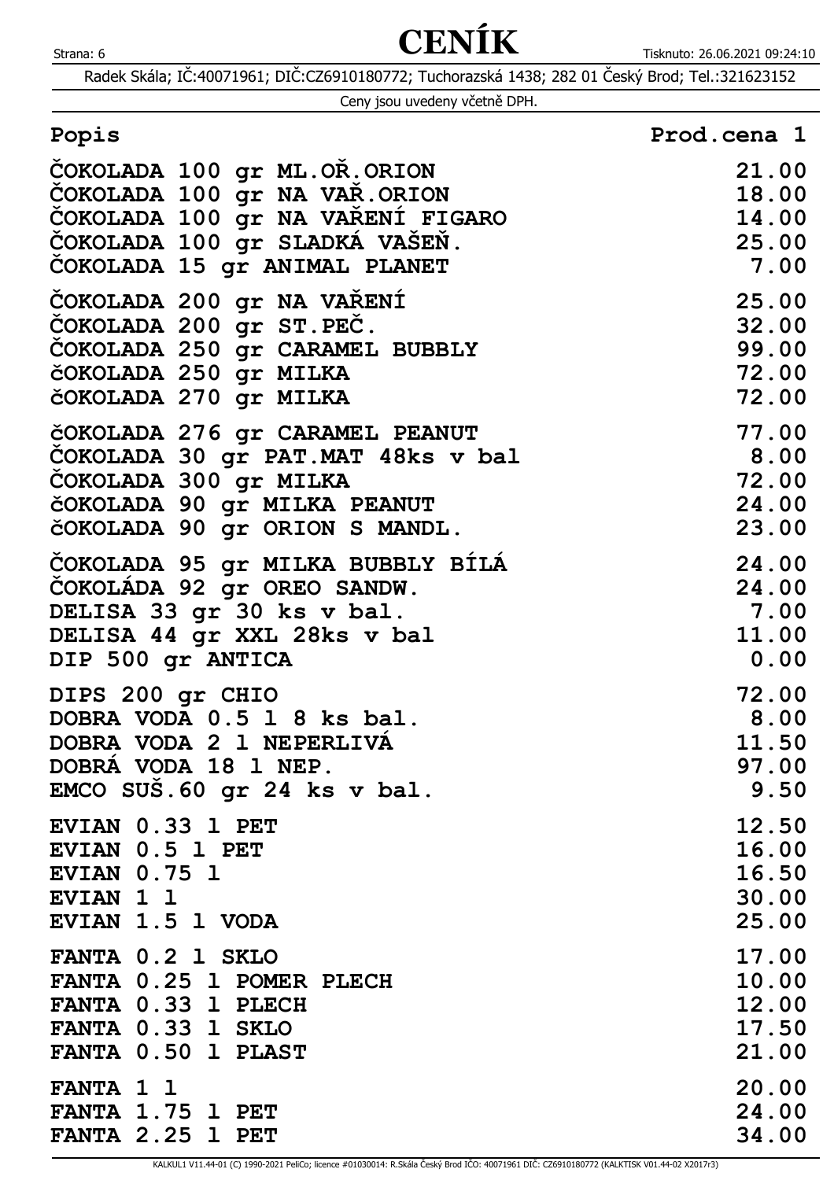# CENÍK

Radek Skála; IČ:40071961; DIČ:CZ6910180772; Tuchorazská 1438; 282 01 Český Brod; Tel.:321623152

Ceny jsou uvedeny včetně DPH.

| Popis | Prod.cena 1 |
|---|---|
| ČOKOLADA 100 gr ML.OŘ.ORION | 21.00 |
| ČOKOLADA 100 gr NA VAŘ.ORION | 18.00 |
| ČOKOLADA 100 gr NA VAŘENÍ FIGARO | 14.00 |
| ČOKOLADA 100 gr SLADKÁ VAŠEŇ. | 25.00 |
| ČOKOLADA 15 gr ANIMAL PLANET | 7.00 |
| ČOKOLADA 200 gr NA VAŘENÍ | 25.00 |
| ČOKOLADA 200 gr ST.PEČ. | 32.00 |
| ČOKOLADA 250 gr CARAMEL BUBBLY | 99.00 |
| čOKOLADA 250 gr MILKA | 72.00 |
| čOKOLADA 270 gr MILKA | 72.00 |
| čOKOLADA 276 gr CARAMEL PEANUT | 77.00 |
| ČOKOLADA 30 gr PAT.MAT 48ks v bal | 8.00 |
| ČOKOLADA 300 gr MILKA | 72.00 |
| čOKOLADA 90 gr MILKA PEANUT | 24.00 |
| čOKOLADA 90 gr ORION S MANDL. | 23.00 |
| ČOKOLADA 95 gr MILKA BUBBLY BÍLÁ | 24.00 |
| ČOKOLÁDA 92 gr OREO SANDW. | 24.00 |
| DELISA 33 gr 30 ks v bal. | 7.00 |
| DELISA 44 gr XXL 28ks v bal | 11.00 |
| DIP 500 gr ANTICA | 0.00 |
| DIPS 200 gr CHIO | 72.00 |
| DOBRA VODA 0.5 l 8 ks bal. | 8.00 |
| DOBRA VODA 2 l NEPERLIVÁ | 11.50 |
| DOBRÁ VODA 18 l NEP. | 97.00 |
| EMCO SUŠ.60 gr 24 ks v bal. | 9.50 |
| EVIAN 0.33 l PET | 12.50 |
| EVIAN 0.5 l PET | 16.00 |
| EVIAN 0.75 l | 16.50 |
| EVIAN 1 l | 30.00 |
| EVIAN 1.5 l VODA | 25.00 |
| FANTA 0.2 l SKLO | 17.00 |
| FANTA 0.25 l POMER PLECH | 10.00 |
| FANTA 0.33 l PLECH | 12.00 |
| FANTA 0.33 l SKLO | 17.50 |
| FANTA 0.50 l PLAST | 21.00 |
| FANTA 1 l | 20.00 |
| FANTA 1.75 l PET | 24.00 |
| FANTA 2.25 l PET | 34.00 |

KALKUL1 V11.44-01 (C) 1990-2021 PeliCo; licence #01030014: R.Skála Český Brod IČO: 40071961 DIČ: CZ6910180772 (KALKTISK V01.44-02 X2017r3)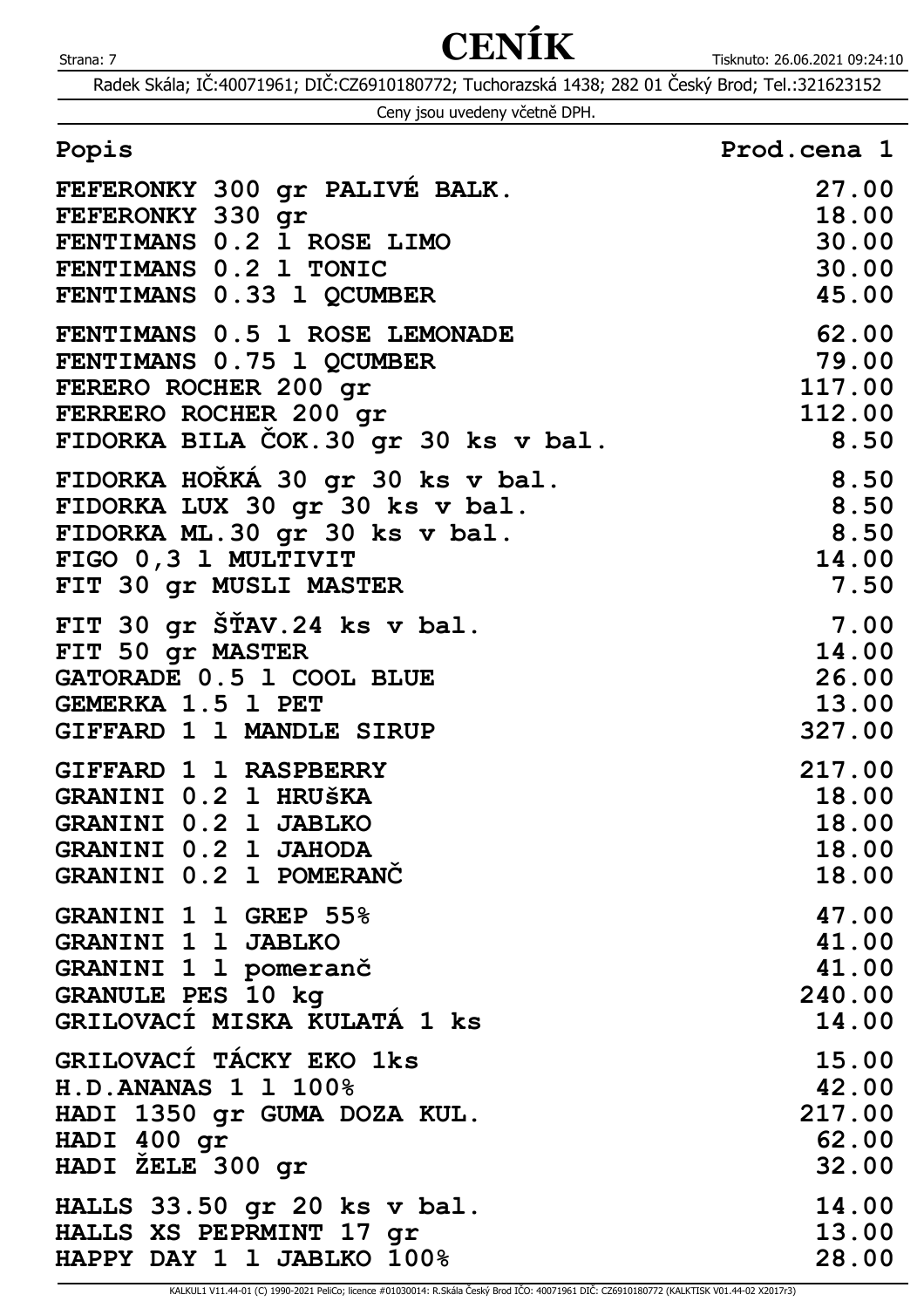# CENÍK

Radek Skála; IČ:40071961; DIČ:CZ6910180772; Tuchorazská 1438; 282 01 Český Brod; Tel.:321623152

Ceny jsou uvedeny včetně DPH.

| Popis | Prod.cena 1 |
|---|---:|
| FEFERONKY 300 gr PALIVÉ BALK. | 27.00 |
| FEFERONKY 330 gr | 18.00 |
| FENTIMANS 0.2 l ROSE LIMO | 30.00 |
| FENTIMANS 0.2 l TONIC | 30.00 |
| FENTIMANS 0.33 l QCUMBER | 45.00 |
| FENTIMANS 0.5 l ROSE LEMONADE | 62.00 |
| FENTIMANS 0.75 l QCUMBER | 79.00 |
| FERERO ROCHER 200 gr | 117.00 |
| FERRERO ROCHER 200 gr | 112.00 |
| FIDORKA BILA ČOK.30 gr 30 ks v bal. | 8.50 |
| FIDORKA HOŘKÁ 30 gr 30 ks v bal. | 8.50 |
| FIDORKA LUX 30 gr 30 ks v bal. | 8.50 |
| FIDORKA ML.30 gr 30 ks v bal. | 8.50 |
| FIGO 0,3 l MULTIVIT | 14.00 |
| FIT 30 gr MUSLI MASTER | 7.50 |
| FIT 30 gr ŠŤAV.24 ks v bal. | 7.00 |
| FIT 50 gr MASTER | 14.00 |
| GATORADE 0.5 l COOL BLUE | 26.00 |
| GEMERKA 1.5 l PET | 13.00 |
| GIFFARD 1 l MANDLE SIRUP | 327.00 |
| GIFFARD 1 l RASPBERRY | 217.00 |
| GRANINI 0.2 l HRUŠKA | 18.00 |
| GRANINI 0.2 l JABLKO | 18.00 |
| GRANINI 0.2 l JAHODA | 18.00 |
| GRANINI 0.2 l POMERANČ | 18.00 |
| GRANINI 1 l GREP 55% | 47.00 |
| GRANINI 1 l JABLKO | 41.00 |
| GRANINI 1 l pomeranč | 41.00 |
| GRANULE PES 10 kg | 240.00 |
| GRILOVACÍ MISKA KULATÁ 1 ks | 14.00 |
| GRILOVACÍ TÁCKY EKO 1ks | 15.00 |
| H.D.ANANAS 1 l 100% | 42.00 |
| HADI 1350 gr GUMA DOZA KUL. | 217.00 |
| HADI 400 gr | 62.00 |
| HADI ŽELE 300 gr | 32.00 |
| HALLS 33.50 gr 20 ks v bal. | 14.00 |
| HALLS XS PEPRMINT 17 gr | 13.00 |
| HAPPY DAY 1 l JABLKO 100% | 28.00 |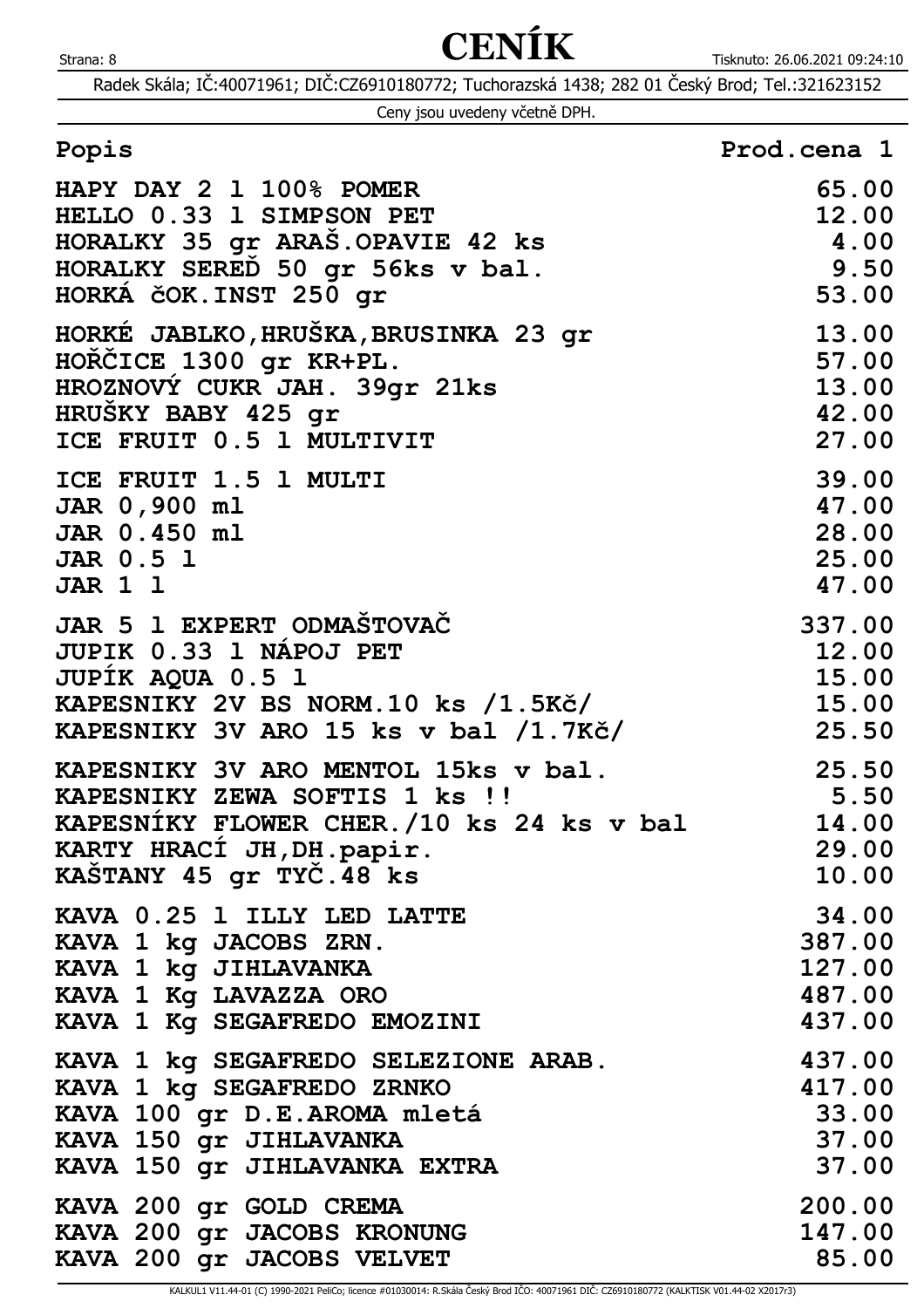# CENÍK

Radek Skála; IČ:40071961; DIČ:CZ6910180772; Tuchorazská 1438; 282 01 Český Brod; Tel.:321623152

Ceny jsou uvedeny včetně DPH.

| Popis | Prod.cena 1 |
|---|---:|
| HAPY DAY 2 l 100% POMER | 65.00 |
| HELLO 0.33 l SIMPSON PET | 12.00 |
| HORALKY 35 gr ARAŠ.OPAVIE 42 ks | 4.00 |
| HORALKY SEREĎ 50 gr 56ks v bal. | 9.50 |
| HORKÁ čOK.INST 250 gr | 53.00 |
| HORKÉ JABLKO,HRUŠKA,BRUSINKA 23 gr | 13.00 |
| HOŘČICE 1300 gr KR+PL. | 57.00 |
| HROZNOVÝ CUKR JAH. 39gr 21ks | 13.00 |
| HRUŠKY BABY 425 gr | 42.00 |
| ICE FRUIT 0.5 l MULTIVIT | 27.00 |
| ICE FRUIT 1.5 l MULTI | 39.00 |
| JAR 0,900 ml | 47.00 |
| JAR 0.450 ml | 28.00 |
| JAR 0.5 l | 25.00 |
| JAR 1 l | 47.00 |
| JAR 5 l EXPERT ODMAŠTOVAČ | 337.00 |
| JUPIK 0.33 l NÁPOJ PET | 12.00 |
| JUPÍK AQUA 0.5 l | 15.00 |
| KAPESNIKY 2V BS NORM.10 ks /1.5Kč/ | 15.00 |
| KAPESNIKY 3V ARO 15 ks v bal /1.7Kč/ | 25.50 |
| KAPESNIKY 3V ARO MENTOL 15ks v bal. | 25.50 |
| KAPESNIKY ZEWA SOFTIS 1 ks !! | 5.50 |
| KAPESNÍKY FLOWER CHER./10 ks 24 ks v bal | 14.00 |
| KARTY HRACÍ JH,DH.papir. | 29.00 |
| KAŠTANY 45 gr TYČ.48 ks | 10.00 |
| KAVA 0.25 l ILLY LED LATTE | 34.00 |
| KAVA 1 kg JACOBS ZRN. | 387.00 |
| KAVA 1 kg JIHLAVANKA | 127.00 |
| KAVA 1 Kg LAVAZZA ORO | 487.00 |
| KAVA 1 Kg SEGAFREDO EMOZINI | 437.00 |
| KAVA 1 kg SEGAFREDO SELEZIONE ARAB. | 437.00 |
| KAVA 1 kg SEGAFREDO ZRNKO | 417.00 |
| KAVA 100 gr D.E.AROMA mletá | 33.00 |
| KAVA 150 gr JIHLAVANKA | 37.00 |
| KAVA 150 gr JIHLAVANKA EXTRA | 37.00 |
| KAVA 200 gr GOLD CREMA | 200.00 |
| KAVA 200 gr JACOBS KRONUNG | 147.00 |
| KAVA 200 gr JACOBS VELVET | 85.00 |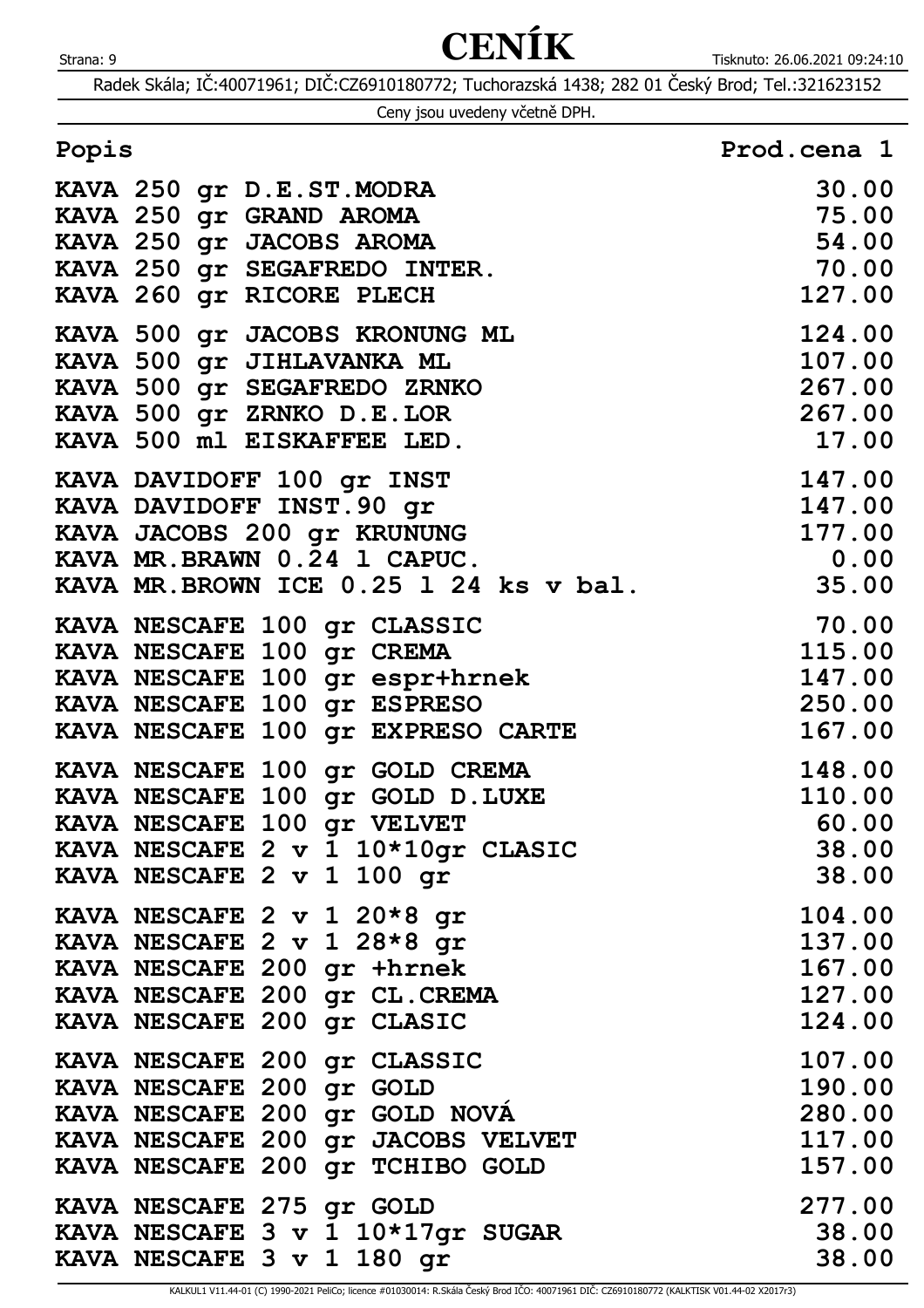# CENÍK

Radek Skála; IČ:40071961; DIČ:CZ6910180772; Tuchorazská 1438; 282 01 Český Brod; Tel.:321623152

Ceny jsou uvedeny včetně DPH.

| Popis | Prod.cena 1 |
|---|---|
| KAVA 250 gr D.E.ST.MODRA | 30.00 |
| KAVA 250 gr GRAND AROMA | 75.00 |
| KAVA 250 gr JACOBS AROMA | 54.00 |
| KAVA 250 gr SEGAFREDO INTER. | 70.00 |
| KAVA 260 gr RICORE PLECH | 127.00 |
| KAVA 500 gr JACOBS KRONUNG ML | 124.00 |
| KAVA 500 gr JIHLAVANKA ML | 107.00 |
| KAVA 500 gr SEGAFREDO ZRNKO | 267.00 |
| KAVA 500 gr ZRNKO D.E.LOR | 267.00 |
| KAVA 500 ml EISKAFFEE LED. | 17.00 |
| KAVA DAVIDOFF 100 gr INST | 147.00 |
| KAVA DAVIDOFF INST.90 gr | 147.00 |
| KAVA JACOBS 200 gr KRUNUNG | 177.00 |
| KAVA MR.BRAWN 0.24 l CAPUC. | 0.00 |
| KAVA MR.BROWN ICE 0.25 l 24 ks v bal. | 35.00 |
| KAVA NESCAFE 100 gr CLASSIC | 70.00 |
| KAVA NESCAFE 100 gr CREMA | 115.00 |
| KAVA NESCAFE 100 gr espr+hrnek | 147.00 |
| KAVA NESCAFE 100 gr ESPRESO | 250.00 |
| KAVA NESCAFE 100 gr EXPRESO CARTE | 167.00 |
| KAVA NESCAFE 100 gr GOLD CREMA | 148.00 |
| KAVA NESCAFE 100 gr GOLD D.LUXE | 110.00 |
| KAVA NESCAFE 100 gr VELVET | 60.00 |
| KAVA NESCAFE 2 v 1 10*10gr CLASIC | 38.00 |
| KAVA NESCAFE 2 v 1 100 gr | 38.00 |
| KAVA NESCAFE 2 v 1 20*8 gr | 104.00 |
| KAVA NESCAFE 2 v 1 28*8 gr | 137.00 |
| KAVA NESCAFE 200 gr +hrnek | 167.00 |
| KAVA NESCAFE 200 gr CL.CREMA | 127.00 |
| KAVA NESCAFE 200 gr CLASIC | 124.00 |
| KAVA NESCAFE 200 gr CLASSIC | 107.00 |
| KAVA NESCAFE 200 gr GOLD | 190.00 |
| KAVA NESCAFE 200 gr GOLD NOVÁ | 280.00 |
| KAVA NESCAFE 200 gr JACOBS VELVET | 117.00 |
| KAVA NESCAFE 200 gr TCHIBO GOLD | 157.00 |
| KAVA NESCAFE 275 gr GOLD | 277.00 |
| KAVA NESCAFE 3 v 1 10*17gr SUGAR | 38.00 |
| KAVA NESCAFE 3 v 1 180 gr | 38.00 |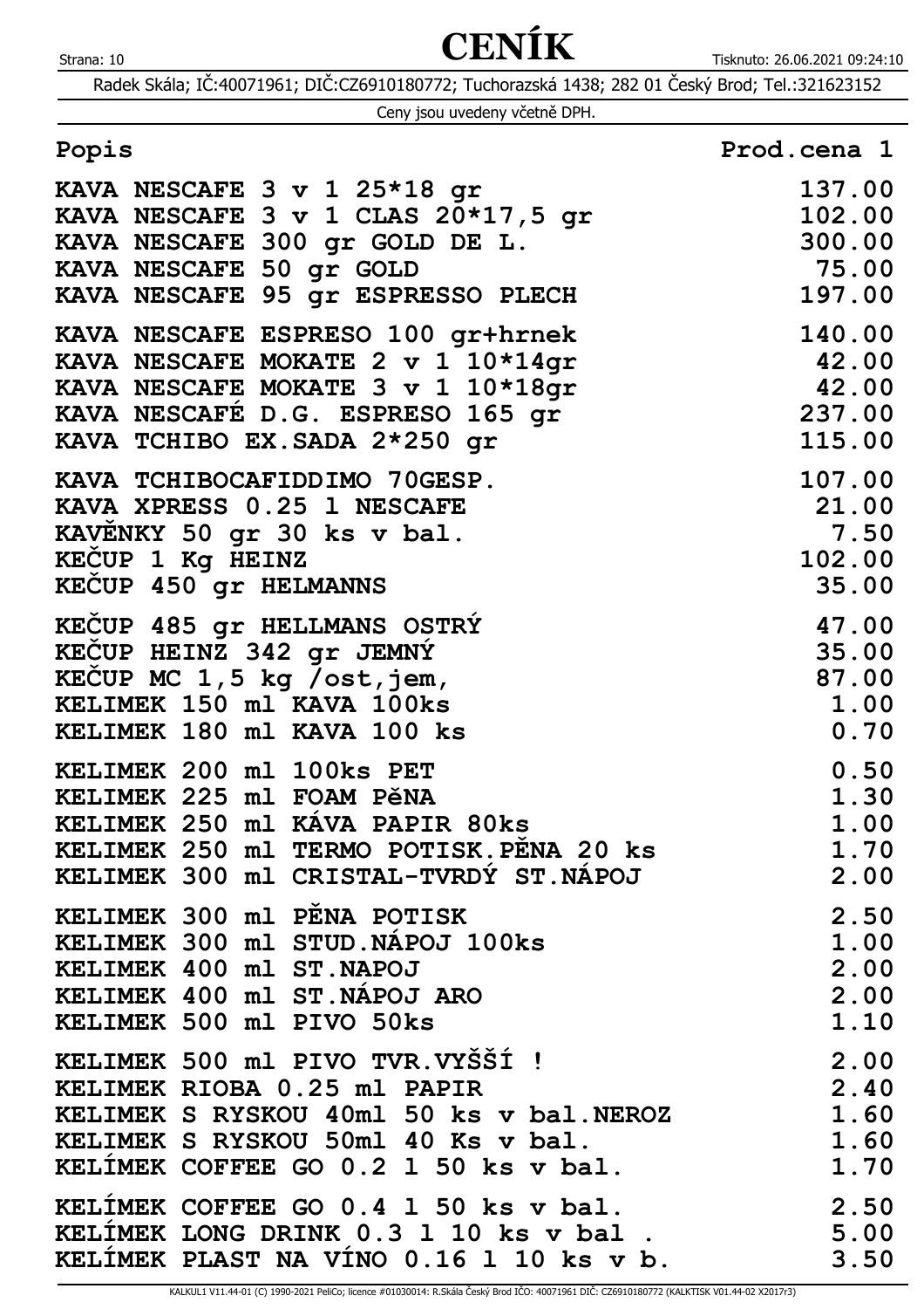# CENÍK

Radek Skála; IČ:40071961; DIČ:CZ6910180772; Tuchorazská 1438; 282 01 Český Brod; Tel.:321623152

Ceny jsou uvedeny včetně DPH.

| Popis | Prod.cena 1 |
|---|---:|
| KAVA NESCAFE 3 v 1 25*18 gr | 137.00 |
| KAVA NESCAFE 3 v 1 CLAS 20*17,5 gr | 102.00 |
| KAVA NESCAFE 300 gr GOLD DE L. | 300.00 |
| KAVA NESCAFE 50 gr GOLD | 75.00 |
| KAVA NESCAFE 95 gr ESPRESSO PLECH | 197.00 |
| KAVA NESCAFE ESPRESO 100 gr+hrnek | 140.00 |
| KAVA NESCAFE MOKATE 2 v 1 10*14gr | 42.00 |
| KAVA NESCAFE MOKATE 3 v 1 10*18gr | 42.00 |
| KAVA NESCAFÉ D.G. ESPRESO 165 gr | 237.00 |
| KAVA TCHIBO EX.SADA 2*250 gr | 115.00 |
| KAVA TCHIBOCAFIDDIMO 70GESP. | 107.00 |
| KAVA XPRESS 0.25 l NESCAFE | 21.00 |
| KAVĚNKY 50 gr 30 ks v bal. | 7.50 |
| KEČUP 1 Kg HEINZ | 102.00 |
| KEČUP 450 gr HELMANNS | 35.00 |
| KEČUP 485 gr HELLMANS OSTRÝ | 47.00 |
| KEČUP HEINZ 342 gr JEMNÝ | 35.00 |
| KEČUP MC 1,5 kg /ost,jem, | 87.00 |
| KELIMEK 150 ml KAVA 100ks | 1.00 |
| KELIMEK 180 ml KAVA 100 ks | 0.70 |
| KELIMEK 200 ml 100ks PET | 0.50 |
| KELIMEK 225 ml FOAM PěNA | 1.30 |
| KELIMEK 250 ml KÁVA PAPIR 80ks | 1.00 |
| KELIMEK 250 ml TERMO POTISK.PĚNA 20 ks | 1.70 |
| KELIMEK 300 ml CRISTAL-TVRDÝ ST.NÁPOJ | 2.00 |
| KELIMEK 300 ml PĚNA POTISK | 2.50 |
| KELIMEK 300 ml STUD.NÁPOJ 100ks | 1.00 |
| KELIMEK 400 ml ST.NAPOJ | 2.00 |
| KELIMEK 400 ml ST.NÁPOJ ARO | 2.00 |
| KELIMEK 500 ml PIVO 50ks | 1.10 |
| KELIMEK 500 ml PIVO TVR.VYŠŠÍ ! | 2.00 |
| KELIMEK RIOBA 0.25 ml PAPIR | 2.40 |
| KELIMEK S RYSKOU 40ml 50 ks v bal.NEROZ | 1.60 |
| KELIMEK S RYSKOU 50ml 40 Ks v bal. | 1.60 |
| KELÍMEK COFFEE GO 0.2 l 50 ks v bal. | 1.70 |
| KELÍMEK COFFEE GO 0.4 l 50 ks v bal. | 2.50 |
| KELÍMEK LONG DRINK 0.3 l 10 ks v bal . | 5.00 |
| KELÍMEK PLAST NA VÍNO 0.16 l 10 ks v b. | 3.50 |

KALKUL1 V11.44-01 (C) 1990-2021 PeliCo; licence #01030014: R.Skála Český Brod IČO: 40071961 DIČ: CZ6910180772 (KALKTISK V01.44-02 X2017r3)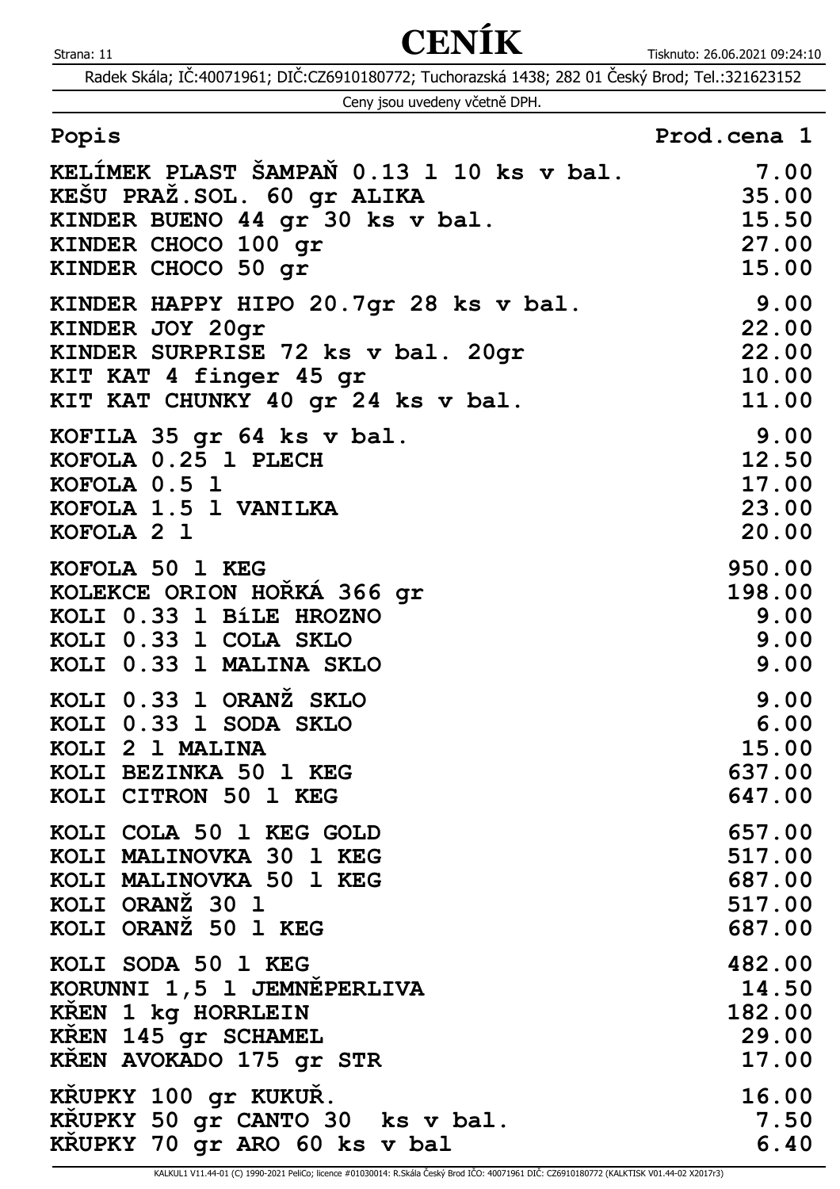# CENÍK

Radek Skála; IČ:40071961; DIČ:CZ6910180772; Tuchorazská 1438; 282 01 Český Brod; Tel.:321623152

Ceny jsou uvedeny včetně DPH.

| Popis | Prod.cena 1 |
|---|---|
| KELÍMEK PLAST ŠAMPAŇ 0.13 l 10 ks v bal. | 7.00 |
| KEŠU PRAŽ.SOL. 60 gr ALIKA | 35.00 |
| KINDER BUENO 44 gr 30 ks v bal. | 15.50 |
| KINDER CHOCO 100 gr | 27.00 |
| KINDER CHOCO 50 gr | 15.00 |
| KINDER HAPPY HIPO 20.7gr 28 ks v bal. | 9.00 |
| KINDER JOY 20gr | 22.00 |
| KINDER SURPRISE 72 ks v bal. 20gr | 22.00 |
| KIT KAT 4 finger 45 gr | 10.00 |
| KIT KAT CHUNKY 40 gr 24 ks v bal. | 11.00 |
| KOFILA 35 gr 64 ks v bal. | 9.00 |
| KOFOLA 0.25 l PLECH | 12.50 |
| KOFOLA 0.5 l | 17.00 |
| KOFOLA 1.5 l VANILKA | 23.00 |
| KOFOLA 2 l | 20.00 |
| KOFOLA 50 l KEG | 950.00 |
| KOLEKCE ORION HOŘKÁ 366 gr | 198.00 |
| KOLI 0.33 l BíLE HROZNO | 9.00 |
| KOLI 0.33 l COLA SKLO | 9.00 |
| KOLI 0.33 l MALINA SKLO | 9.00 |
| KOLI 0.33 l ORANŽ SKLO | 9.00 |
| KOLI 0.33 l SODA SKLO | 6.00 |
| KOLI 2 l MALINA | 15.00 |
| KOLI BEZINKA 50 l KEG | 637.00 |
| KOLI CITRON 50 l KEG | 647.00 |
| KOLI COLA 50 l KEG GOLD | 657.00 |
| KOLI MALINOVKA 30 l KEG | 517.00 |
| KOLI MALINOVKA 50 l KEG | 687.00 |
| KOLI ORANŽ 30 l | 517.00 |
| KOLI ORANŽ 50 l KEG | 687.00 |
| KOLI SODA 50 l KEG | 482.00 |
| KORUNNI 1,5 l JEMNĚPERLIVA | 14.50 |
| KŘEN 1 kg HORRLEIN | 182.00 |
| KŘEN 145 gr SCHAMEL | 29.00 |
| KŘEN AVOKADO 175 gr STR | 17.00 |
| KŘUPKY 100 gr KUKUŘ. | 16.00 |
| KŘUPKY 50 gr CANTO 30 ks v bal. | 7.50 |
| KŘUPKY 70 gr ARO 60 ks v bal | 6.40 |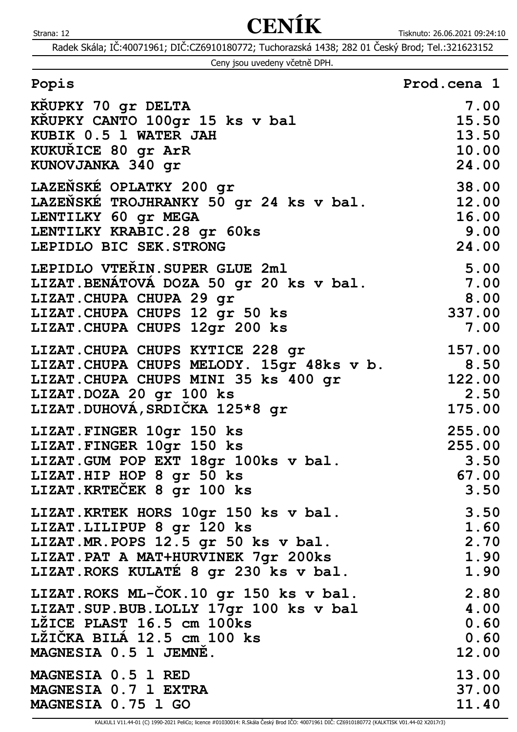# CENÍK

Radek Skála; IČ:40071961; DIČ:CZ6910180772; Tuchorazská 1438; 282 01 Český Brod; Tel.:321623152

Ceny jsou uvedeny včetně DPH.

| Popis | Prod.cena 1 |
|---|---:|
| KŘUPKY 70 gr DELTA | 7.00 |
| KŘUPKY CANTO 100gr 15 ks v bal | 15.50 |
| KUBIK 0.5 l WATER JAH | 13.50 |
| KUKUŘICE 80 gr ArR | 10.00 |
| KUNOVJANKA 340 gr | 24.00 |
| LAZEŇSKÉ OPLATKY 200 gr | 38.00 |
| LAZEŇSKÉ TROJHRANKY 50 gr 24 ks v bal. | 12.00 |
| LENTILKY 60 gr MEGA | 16.00 |
| LENTILKY KRABIC.28 gr 60ks | 9.00 |
| LEPIDLO BIC SEK.STRONG | 24.00 |
| LEPIDLO VTEŘIN.SUPER GLUE 2ml | 5.00 |
| LIZAT.BENÁTOVÁ DOZA 50 gr 20 ks v bal. | 7.00 |
| LIZAT.CHUPA CHUPA 29 gr | 8.00 |
| LIZAT.CHUPA CHUPS 12 gr 50 ks | 337.00 |
| LIZAT.CHUPA CHUPS 12gr 200 ks | 7.00 |
| LIZAT.CHUPA CHUPS KYTICE 228 gr | 157.00 |
| LIZAT.CHUPA CHUPS MELODY. 15gr 48ks v b. | 8.50 |
| LIZAT.CHUPA CHUPS MINI 35 ks 400 gr | 122.00 |
| LIZAT.DOZA 20 gr 100 ks | 2.50 |
| LIZAT.DUHOVÁ,SRDIČKA 125*8 gr | 175.00 |
| LIZAT.FINGER 10gr 150 ks | 255.00 |
| LIZAT.FINGER 10gr 150 ks | 255.00 |
| LIZAT.GUM POP EXT 18gr 100ks v bal. | 3.50 |
| LIZAT.HIP HOP 8 gr 50 ks | 67.00 |
| LIZAT.KRTEČEK 8 gr 100 ks | 3.50 |
| LIZAT.KRTEK HORS 10gr 150 ks v bal. | 3.50 |
| LIZAT.LILIPUP 8 gr 120 ks | 1.60 |
| LIZAT.MR.POPS 12.5 gr 50 ks v bal. | 2.70 |
| LIZAT.PAT A MAT+HURVINEK 7gr 200ks | 1.90 |
| LIZAT.ROKS KULATÉ 8 gr 230 ks v bal. | 1.90 |
| LIZAT.ROKS ML-ČOK.10 gr 150 ks v bal. | 2.80 |
| LIZAT.SUP.BUB.LOLLY 17gr 100 ks v bal | 4.00 |
| LŽICE PLAST 16.5 cm 100ks | 0.60 |
| LŽIČKA BILÁ 12.5 cm 100 ks | 0.60 |
| MAGNESIA 0.5 l JEMNĚ. | 12.00 |
| MAGNESIA 0.5 l RED | 13.00 |
| MAGNESIA 0.7 l EXTRA | 37.00 |
| MAGNESIA 0.75 l GO | 11.40 |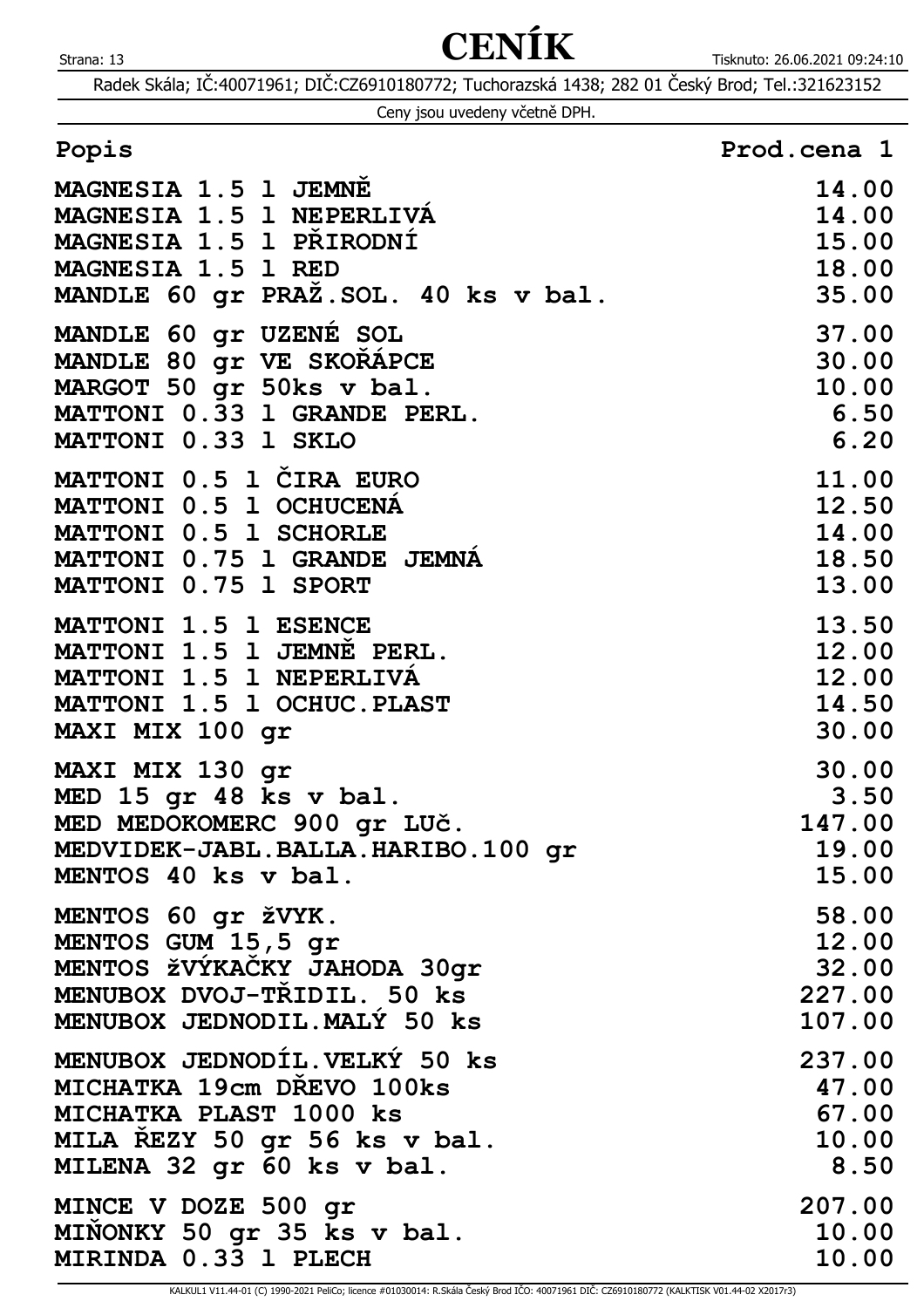# CENÍK

Radek Skála; IČ:40071961; DIČ:CZ6910180772; Tuchorazská 1438; 282 01 Český Brod; Tel.:321623152

Ceny jsou uvedeny včetně DPH.

| Popis | Prod.cena 1 |
| --- | ---: |
| MAGNESIA 1.5 l JEMNĚ | 14.00 |
| MAGNESIA 1.5 l NEPERLIVÁ | 14.00 |
| MAGNESIA 1.5 l PŘIRODNÍ | 15.00 |
| MAGNESIA 1.5 l RED | 18.00 |
| MANDLE 60 gr PRAŽ.SOL. 40 ks v bal. | 35.00 |
| MANDLE 60 gr UZENÉ SOL | 37.00 |
| MANDLE 80 gr VE SKOŘÁPCE | 30.00 |
| MARGOT 50 gr 50ks v bal. | 10.00 |
| MATTONI 0.33 l GRANDE PERL. | 6.50 |
| MATTONI 0.33 l SKLO | 6.20 |
| MATTONI 0.5 l ČIRA EURO | 11.00 |
| MATTONI 0.5 l OCHUCENÁ | 12.50 |
| MATTONI 0.5 l SCHORLE | 14.00 |
| MATTONI 0.75 l GRANDE JEMNÁ | 18.50 |
| MATTONI 0.75 l SPORT | 13.00 |
| MATTONI 1.5 l ESENCE | 13.50 |
| MATTONI 1.5 l JEMNĚ PERL. | 12.00 |
| MATTONI 1.5 l NEPERLIVÁ | 12.00 |
| MATTONI 1.5 l OCHUC.PLAST | 14.50 |
| MAXI MIX 100 gr | 30.00 |
| MAXI MIX 130 gr | 30.00 |
| MED 15 gr 48 ks v bal. | 3.50 |
| MED MEDOKOMERC 900 gr LUč. | 147.00 |
| MEDVIDEK-JABL.BALLA.HARIBO.100 gr | 19.00 |
| MENTOS 40 ks v bal. | 15.00 |
| MENTOS 60 gr žVYK. | 58.00 |
| MENTOS GUM 15,5 gr | 12.00 |
| MENTOS žVÝKAČKY JAHODA 30gr | 32.00 |
| MENUBOX DVOJ-TŘIDIL. 50 ks | 227.00 |
| MENUBOX JEDNODIL.MALÝ 50 ks | 107.00 |
| MENUBOX JEDNODÍL.VELKÝ 50 ks | 237.00 |
| MICHATKA 19cm DŘEVO 100ks | 47.00 |
| MICHATKA PLAST 1000 ks | 67.00 |
| MILA ŘEZY 50 gr 56 ks v bal. | 10.00 |
| MILENA 32 gr 60 ks v bal. | 8.50 |
| MINCE V DOZE 500 gr | 207.00 |
| MIŇONKY 50 gr 35 ks v bal. | 10.00 |
| MIRINDA 0.33 l PLECH | 10.00 |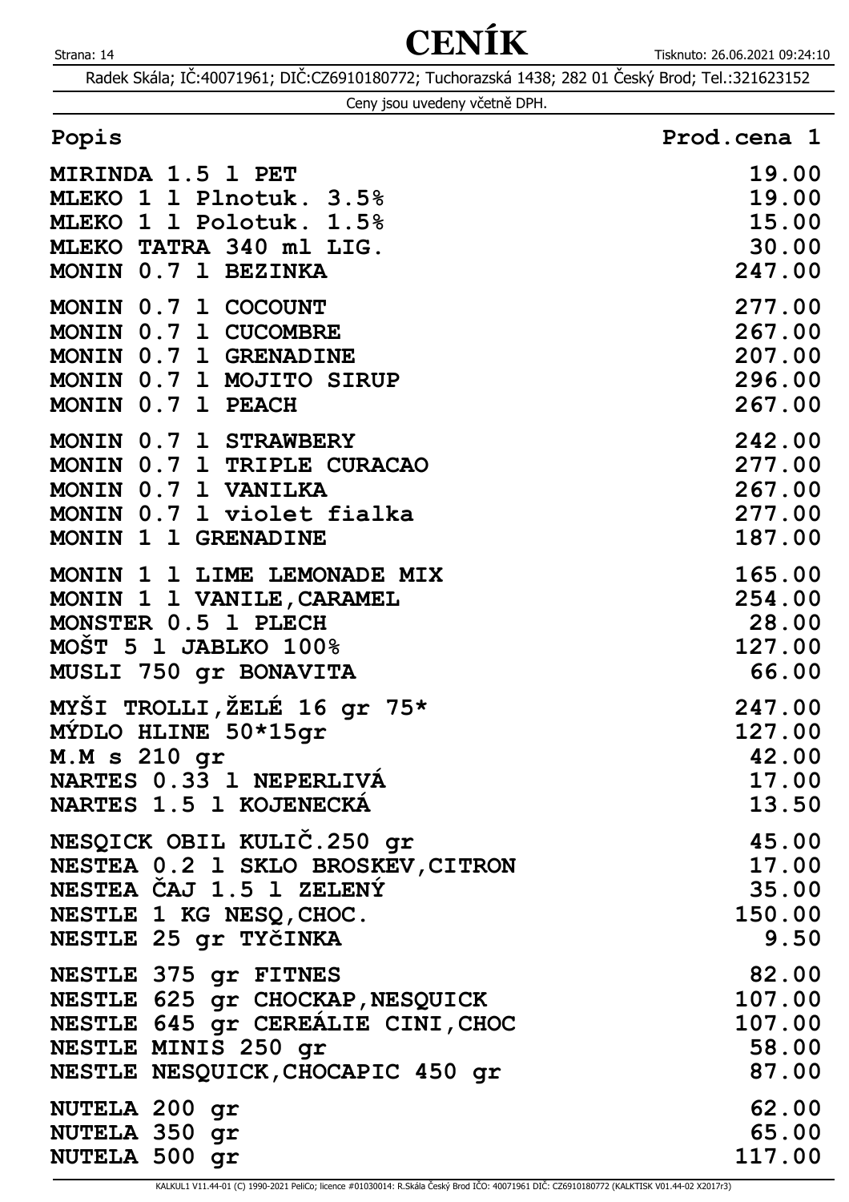# CENÍK

Radek Skála; IČ:40071961; DIČ:CZ6910180772; Tuchorazská 1438; 282 01 Český Brod; Tel.:321623152

Ceny jsou uvedeny včetně DPH.

| Popis | Prod.cena 1 |
|---|---|
| MIRINDA 1.5 l PET | 19.00 |
| MLEKO 1 l Plnotuk. 3.5% | 19.00 |
| MLEKO 1 l Polotuk. 1.5% | 15.00 |
| MLEKO TATRA 340 ml LIG. | 30.00 |
| MONIN 0.7 l BEZINKA | 247.00 |
| MONIN 0.7 l COCOUNT | 277.00 |
| MONIN 0.7 l CUCOMBRE | 267.00 |
| MONIN 0.7 l GRENADINE | 207.00 |
| MONIN 0.7 l MOJITO SIRUP | 296.00 |
| MONIN 0.7 l PEACH | 267.00 |
| MONIN 0.7 l STRAWBERY | 242.00 |
| MONIN 0.7 l TRIPLE CURACAO | 277.00 |
| MONIN 0.7 l VANILKA | 267.00 |
| MONIN 0.7 l violet fialka | 277.00 |
| MONIN 1 l GRENADINE | 187.00 |
| MONIN 1 l LIME LEMONADE MIX | 165.00 |
| MONIN 1 l VANILE,CARAMEL | 254.00 |
| MONSTER 0.5 l PLECH | 28.00 |
| MOŠT 5 l JABLKO 100% | 127.00 |
| MUSLI 750 gr BONAVITA | 66.00 |
| MYŠI TROLLI,ŽELÉ 16 gr 75* | 247.00 |
| MÝDLO HLINE 50*15gr | 127.00 |
| M.M s 210 gr | 42.00 |
| NARTES 0.33 l NEPERLIVÁ | 17.00 |
| NARTES 1.5 l KOJENECKÁ | 13.50 |
| NESQICK OBIL KULIČ.250 gr | 45.00 |
| NESTEA 0.2 l SKLO BROSKEV,CITRON | 17.00 |
| NESTEA ČAJ 1.5 l ZELENÝ | 35.00 |
| NESTLE 1 KG NESQ,CHOC. | 150.00 |
| NESTLE 25 gr TYČINKA | 9.50 |
| NESTLE 375 gr FITNES | 82.00 |
| NESTLE 625 gr CHOCKAP,NESQUICK | 107.00 |
| NESTLE 645 gr CEREÁLIE CINI,CHOC | 107.00 |
| NESTLE MINIS 250 gr | 58.00 |
| NESTLE NESQUICK,CHOCAPIC 450 gr | 87.00 |
| NUTELA 200 gr | 62.00 |
| NUTELA 350 gr | 65.00 |
| NUTELA 500 gr | 117.00 |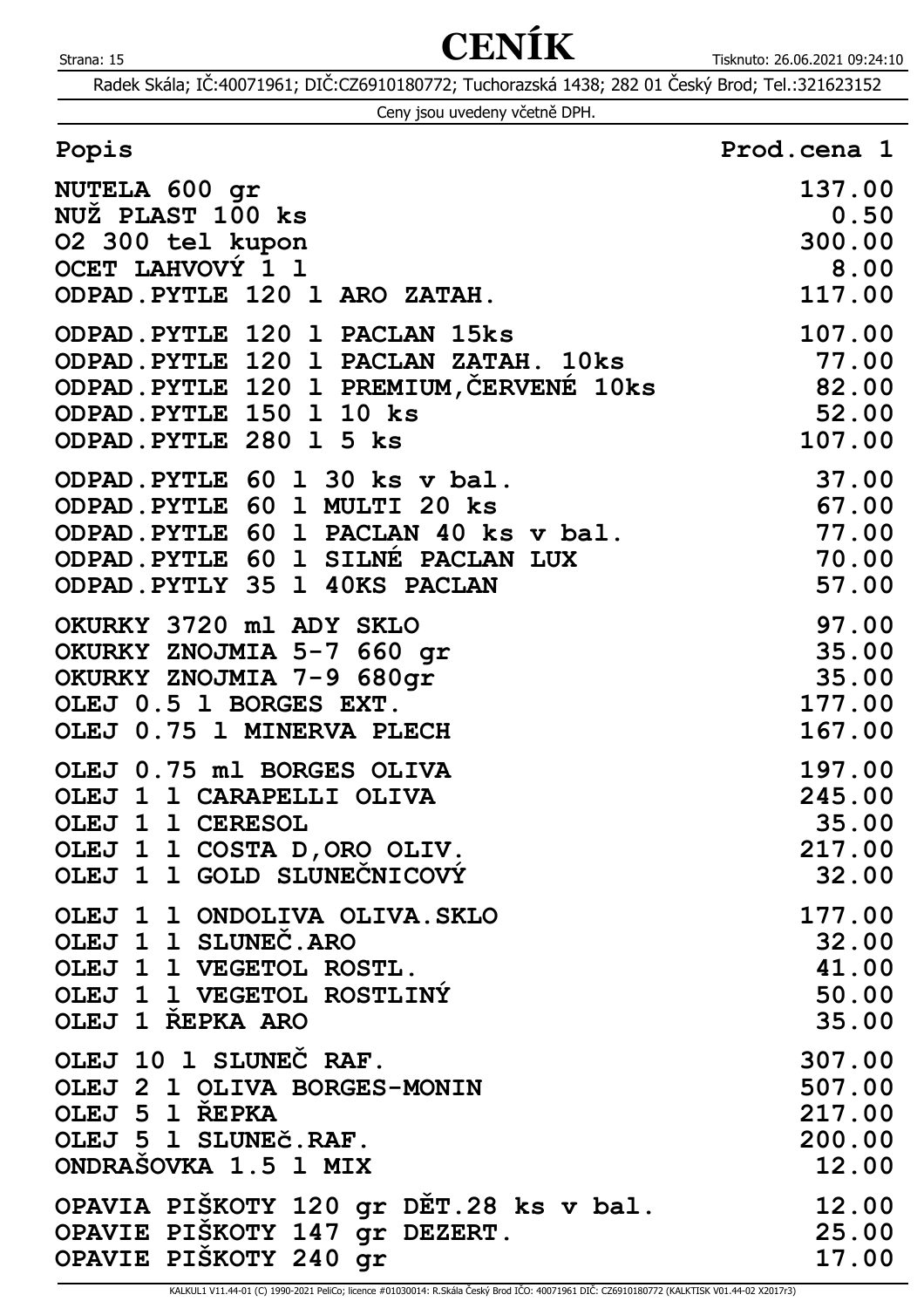# CENÍK

Radek Skála; IČ:40071961; DIČ:CZ6910180772; Tuchorazská 1438; 282 01 Český Brod; Tel.:321623152

Ceny jsou uvedeny včetně DPH.

| Popis | Prod.cena 1 |
|---|---:|
| NUTELA 600 gr | 137.00 |
| NUŽ PLAST 100 ks | 0.50 |
| O2 300 tel kupon | 300.00 |
| OCET LAHVOVÝ 1 l | 8.00 |
| ODPAD.PYTLE 120 l ARO ZATAH. | 117.00 |
| ODPAD.PYTLE 120 l PACLAN 15ks | 107.00 |
| ODPAD.PYTLE 120 l PACLAN ZATAH. 10ks | 77.00 |
| ODPAD.PYTLE 120 l PREMIUM,ČERVENÉ 10ks | 82.00 |
| ODPAD.PYTLE 150 l 10 ks | 52.00 |
| ODPAD.PYTLE 280 l 5 ks | 107.00 |
| ODPAD.PYTLE 60 l 30 ks v bal. | 37.00 |
| ODPAD.PYTLE 60 l MULTI 20 ks | 67.00 |
| ODPAD.PYTLE 60 l PACLAN 40 ks v bal. | 77.00 |
| ODPAD.PYTLE 60 l SILNÉ PACLAN LUX | 70.00 |
| ODPAD.PYTLY 35 l 40KS PACLAN | 57.00 |
| OKURKY 3720 ml ADY SKLO | 97.00 |
| OKURKY ZNOJMIA 5-7 660 gr | 35.00 |
| OKURKY ZNOJMIA 7-9 680gr | 35.00 |
| OLEJ 0.5 l BORGES EXT. | 177.00 |
| OLEJ 0.75 l MINERVA PLECH | 167.00 |
| OLEJ 0.75 ml BORGES OLIVA | 197.00 |
| OLEJ 1 l CARAPELLI OLIVA | 245.00 |
| OLEJ 1 l CERESOL | 35.00 |
| OLEJ 1 l COSTA D,ORO OLIV. | 217.00 |
| OLEJ 1 l GOLD SLUNEČNICOVÝ | 32.00 |
| OLEJ 1 l ONDOLIVA OLIVA.SKLO | 177.00 |
| OLEJ 1 l SLUNEČ.ARO | 32.00 |
| OLEJ 1 l VEGETOL ROSTL. | 41.00 |
| OLEJ 1 l VEGETOL ROSTLINÝ | 50.00 |
| OLEJ 1 ŘEPKA ARO | 35.00 |
| OLEJ 10 l SLUNEČ RAF. | 307.00 |
| OLEJ 2 l OLIVA BORGES-MONIN | 507.00 |
| OLEJ 5 l ŘEPKA | 217.00 |
| OLEJ 5 l SLUNEč.RAF. | 200.00 |
| ONDRAŠOVKA 1.5 l MIX | 12.00 |
| OPAVIA PIŠKOTY 120 gr DĚT.28 ks v bal. | 12.00 |
| OPAVIE PIŠKOTY 147 gr DEZERT. | 25.00 |
| OPAVIE PIŠKOTY 240 gr | 17.00 |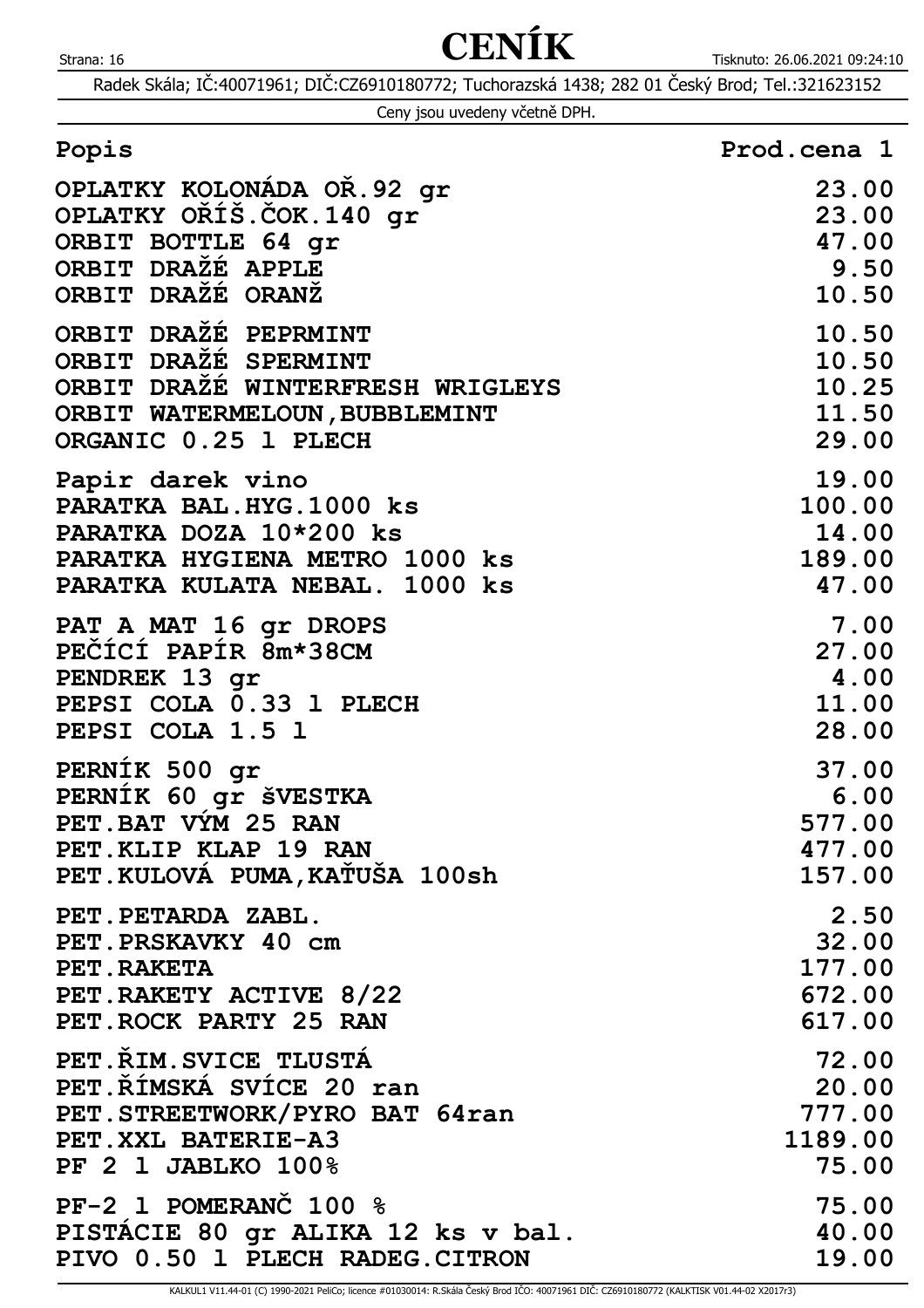# CENÍK

Radek Skála; IČ:40071961; DIČ:CZ6910180772; Tuchorazská 1438; 282 01 Český Brod; Tel.:321623152

Ceny jsou uvedeny včetně DPH.

| Popis | Prod.cena 1 |
|---|---:|
| OPLATKY KOLONÁDA OŘ.92 gr | 23.00 |
| OPLATKY OŘÍŠ.ČOK.140 gr | 23.00 |
| ORBIT BOTTLE 64 gr | 47.00 |
| ORBIT DRAŽÉ APPLE | 9.50 |
| ORBIT DRAŽÉ ORANŽ | 10.50 |
| ORBIT DRAŽÉ PEPRMINT | 10.50 |
| ORBIT DRAŽÉ SPERMINT | 10.50 |
| ORBIT DRAŽÉ WINTERFRESH WRIGLEYS | 10.25 |
| ORBIT WATERMELOUN,BUBBLEMINT | 11.50 |
| ORGANIC 0.25 l PLECH | 29.00 |
| Papir darek vino | 19.00 |
| PARATKA BAL.HYG.1000 ks | 100.00 |
| PARATKA DOZA 10*200 ks | 14.00 |
| PARATKA HYGIENA METRO 1000 ks | 189.00 |
| PARATKA KULATA NEBAL. 1000 ks | 47.00 |
| PAT A MAT 16 gr DROPS | 7.00 |
| PEČÍCÍ PAPÍR 8m*38CM | 27.00 |
| PENDREK 13 gr | 4.00 |
| PEPSI COLA 0.33 l PLECH | 11.00 |
| PEPSI COLA 1.5 l | 28.00 |
| PERNÍK 500 gr | 37.00 |
| PERNÍK 60 gr šVESTKA | 6.00 |
| PET.BAT VÝM 25 RAN | 577.00 |
| PET.KLIP KLAP 19 RAN | 477.00 |
| PET.KULOVÁ PUMA,KAŤUŠA 100sh | 157.00 |
| PET.PETARDA ZABL. | 2.50 |
| PET.PRSKAVKY 40 cm | 32.00 |
| PET.RAKETA | 177.00 |
| PET.RAKETY ACTIVE 8/22 | 672.00 |
| PET.ROCK PARTY 25 RAN | 617.00 |
| PET.ŘIM.SVICE TLUSTÁ | 72.00 |
| PET.ŘÍMSKÁ SVÍCE 20 ran | 20.00 |
| PET.STREETWORK/PYRO BAT 64ran | 777.00 |
| PET.XXL BATERIE-A3 | 1189.00 |
| PF 2 l JABLKO 100% | 75.00 |
| PF-2 l POMERANČ 100 % | 75.00 |
| PISTÁCIE 80 gr ALIKA 12 ks v bal. | 40.00 |
| PIVO 0.50 l PLECH RADEG.CITRON | 19.00 |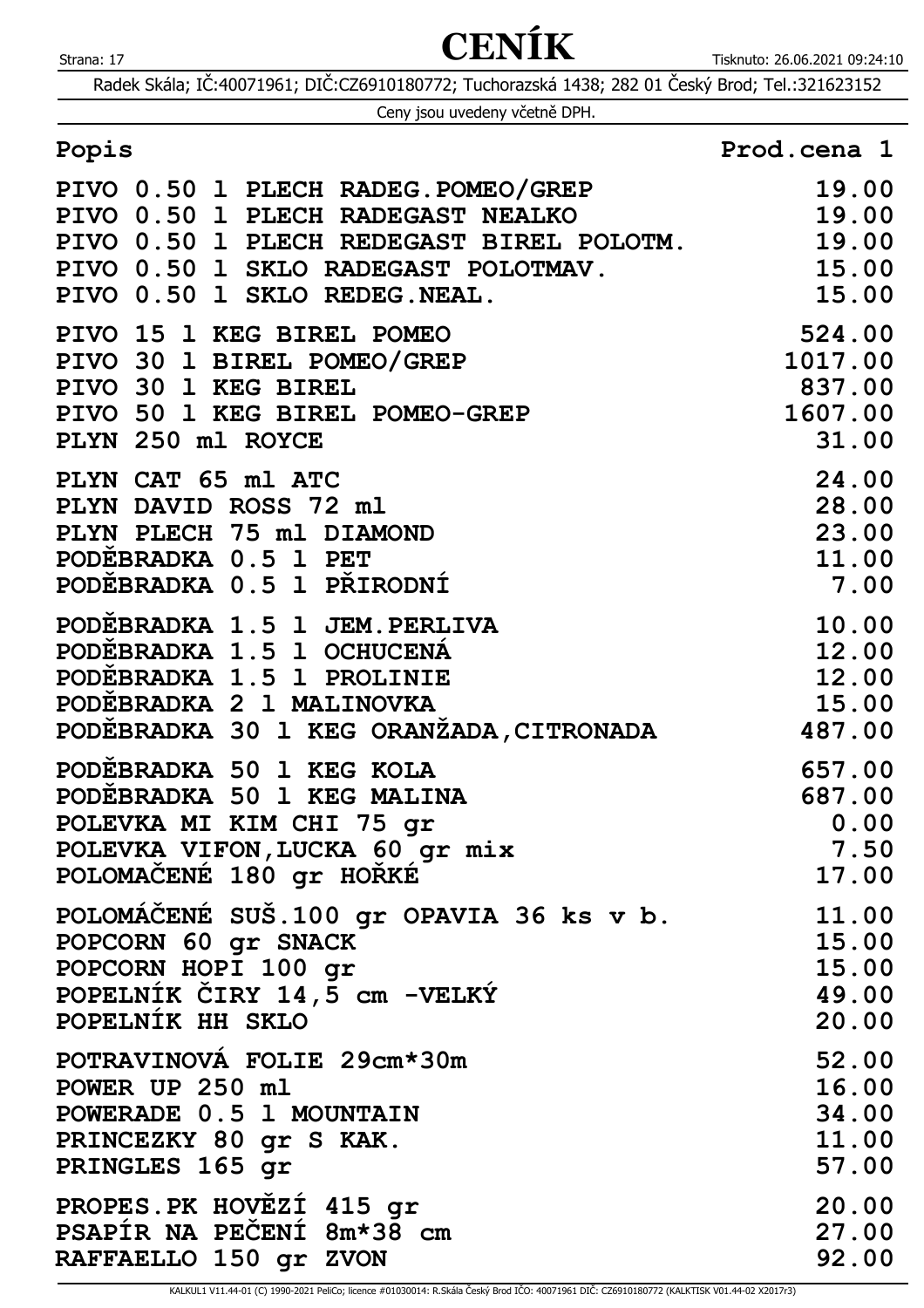# CENÍK

Radek Skála; IČ:40071961; DIČ:CZ6910180772; Tuchorazská 1438; 282 01 Český Brod; Tel.:321623152

Ceny jsou uvedeny včetně DPH.

| Popis | Prod.cena 1 |
|---|---|
| PIVO 0.50 l PLECH RADEG.POMEO/GREP | 19.00 |
| PIVO 0.50 l PLECH RADEGAST NEALKO | 19.00 |
| PIVO 0.50 l PLECH REDEGAST BIREL POLOTM. | 19.00 |
| PIVO 0.50 l SKLO RADEGAST POLOTMAV. | 15.00 |
| PIVO 0.50 l SKLO REDEG.NEAL. | 15.00 |
| PIVO 15 l KEG BIREL POMEO | 524.00 |
| PIVO 30 l BIREL POMEO/GREP | 1017.00 |
| PIVO 30 l KEG BIREL | 837.00 |
| PIVO 50 l KEG BIREL POMEO-GREP | 1607.00 |
| PLYN 250 ml ROYCE | 31.00 |
| PLYN CAT 65 ml ATC | 24.00 |
| PLYN DAVID ROSS 72 ml | 28.00 |
| PLYN PLECH 75 ml DIAMOND | 23.00 |
| PODĚBRADKA 0.5 l PET | 11.00 |
| PODĚBRADKA 0.5 l PŘIRODNÍ | 7.00 |
| PODĚBRADKA 1.5 l JEM.PERLIVA | 10.00 |
| PODĚBRADKA 1.5 l OCHUCENÁ | 12.00 |
| PODĚBRADKA 1.5 l PROLINIE | 12.00 |
| PODĚBRADKA 2 l MALINOVKA | 15.00 |
| PODĚBRADKA 30 l KEG ORANŽADA,CITRONADA | 487.00 |
| PODĚBRADKA 50 l KEG KOLA | 657.00 |
| PODĚBRADKA 50 l KEG MALINA | 687.00 |
| POLEVKA MI KIM CHI 75 gr | 0.00 |
| POLEVKA VIFON,LUCKA 60 gr mix | 7.50 |
| POLOMAČENÉ 180 gr HOŘKÉ | 17.00 |
| POLOMÁČENÉ SUŠ.100 gr OPAVIA 36 ks v b. | 11.00 |
| POPCORN 60 gr SNACK | 15.00 |
| POPCORN HOPI 100 gr | 15.00 |
| POPELNÍK ČIRY 14,5 cm -VELKÝ | 49.00 |
| POPELNÍK HH SKLO | 20.00 |
| POTRAVINOVÁ FOLIE 29cm*30m | 52.00 |
| POWER UP 250 ml | 16.00 |
| POWERADE 0.5 l MOUNTAIN | 34.00 |
| PRINCEZKY 80 gr S KAK. | 11.00 |
| PRINGLES 165 gr | 57.00 |
| PROPES.PK HOVĚZÍ 415 gr | 20.00 |
| PSAPÍR NA PEČENÍ 8m*38 cm | 27.00 |
| RAFFAELLO 150 gr ZVON | 92.00 |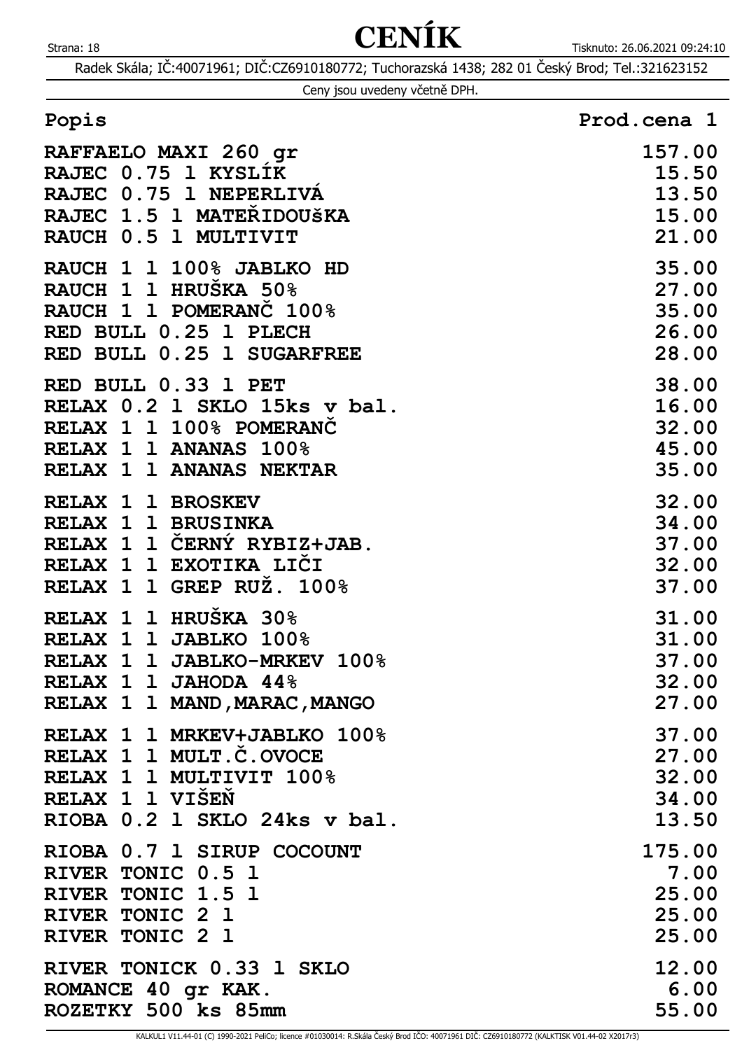# CENÍK

Radek Skála; IČ:40071961; DIČ:CZ6910180772; Tuchorazská 1438; 282 01 Český Brod; Tel.:321623152

Ceny jsou uvedeny včetně DPH.

| Popis | Prod.cena 1 |
|---|---:|
| RAFFAELO MAXI 260 gr | 157.00 |
| RAJEC 0.75 l KYSLÍK | 15.50 |
| RAJEC 0.75 l NEPERLIVÁ | 13.50 |
| RAJEC 1.5 l MATEŘIDOUšKA | 15.00 |
| RAUCH 0.5 l MULTIVIT | 21.00 |
| RAUCH 1 l 100% JABLKO HD | 35.00 |
| RAUCH 1 l HRUŠKA 50% | 27.00 |
| RAUCH 1 l POMERANČ 100% | 35.00 |
| RED BULL 0.25 l PLECH | 26.00 |
| RED BULL 0.25 l SUGARFREE | 28.00 |
| RED BULL 0.33 l PET | 38.00 |
| RELAX 0.2 l SKLO 15ks v bal. | 16.00 |
| RELAX 1 l 100% POMERANČ | 32.00 |
| RELAX 1 l ANANAS 100% | 45.00 |
| RELAX 1 l ANANAS NEKTAR | 35.00 |
| RELAX 1 l BROSKEV | 32.00 |
| RELAX 1 l BRUSINKA | 34.00 |
| RELAX 1 l ČERNÝ RYBIZ+JAB. | 37.00 |
| RELAX 1 l EXOTIKA LIČI | 32.00 |
| RELAX 1 l GREP RUŽ. 100% | 37.00 |
| RELAX 1 l HRUŠKA 30% | 31.00 |
| RELAX 1 l JABLKO 100% | 31.00 |
| RELAX 1 l JABLKO-MRKEV 100% | 37.00 |
| RELAX 1 l JAHODA 44% | 32.00 |
| RELAX 1 l MAND,MARAC,MANGO | 27.00 |
| RELAX 1 l MRKEV+JABLKO 100% | 37.00 |
| RELAX 1 l MULT.Č.OVOCE | 27.00 |
| RELAX 1 l MULTIVIT 100% | 32.00 |
| RELAX 1 l VIŠEŇ | 34.00 |
| RIOBA 0.2 l SKLO 24ks v bal. | 13.50 |
| RIOBA 0.7 l SIRUP COCOUNT | 175.00 |
| RIVER TONIC 0.5 l | 7.00 |
| RIVER TONIC 1.5 l | 25.00 |
| RIVER TONIC 2 l | 25.00 |
| RIVER TONIC 2 l | 25.00 |
| RIVER TONICK 0.33 l SKLO | 12.00 |
| ROMANCE 40 gr KAK. | 6.00 |
| ROZETKY 500 ks 85mm | 55.00 |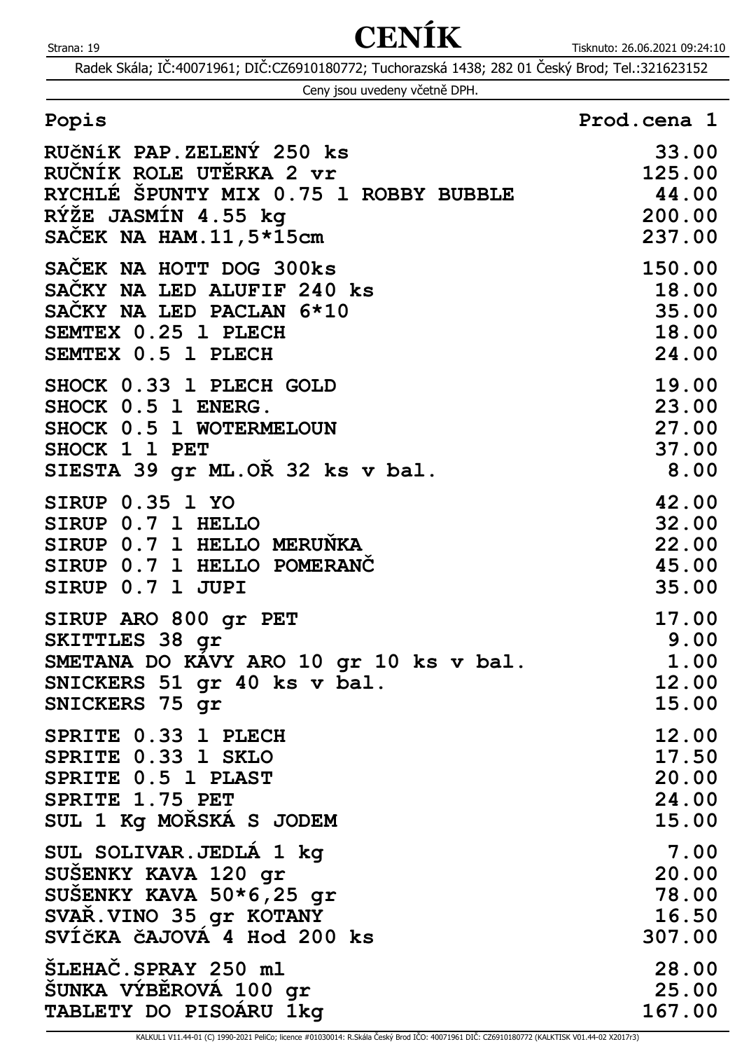# CENÍK

Radek Skála; IČ:40071961; DIČ:CZ6910180772; Tuchorazská 1438; 282 01 Český Brod; Tel.:321623152

Ceny jsou uvedeny včetně DPH.

| Popis | Prod.cena 1 |
|---|---|
| RUčNíK PAP.ZELENÝ 250 ks | 33.00 |
| RUČNÍK ROLE UTĚRKA 2 vr | 125.00 |
| RYCHLÉ ŠPUNTY MIX 0.75 l ROBBY BUBBLE | 44.00 |
| RÝŽE JASMÍN 4.55 kg | 200.00 |
| SAČEK NA HAM.11,5*15cm | 237.00 |
| SAČEK NA HOTT DOG 300ks | 150.00 |
| SAČKY NA LED ALUFIF 240 ks | 18.00 |
| SAČKY NA LED PACLAN 6*10 | 35.00 |
| SEMTEX 0.25 l PLECH | 18.00 |
| SEMTEX 0.5 l PLECH | 24.00 |
| SHOCK 0.33 l PLECH GOLD | 19.00 |
| SHOCK 0.5 l ENERG. | 23.00 |
| SHOCK 0.5 l WOTERMELOUN | 27.00 |
| SHOCK 1 l PET | 37.00 |
| SIESTA 39 gr ML.OŘ 32 ks v bal. | 8.00 |
| SIRUP 0.35 l YO | 42.00 |
| SIRUP 0.7 l HELLO | 32.00 |
| SIRUP 0.7 l HELLO MERUŇKA | 22.00 |
| SIRUP 0.7 l HELLO POMERANČ | 45.00 |
| SIRUP 0.7 l JUPI | 35.00 |
| SIRUP ARO 800 gr PET | 17.00 |
| SKITTLES 38 gr | 9.00 |
| SMETANA DO KÁVY ARO 10 gr 10 ks v bal. | 1.00 |
| SNICKERS 51 gr 40 ks v bal. | 12.00 |
| SNICKERS 75 gr | 15.00 |
| SPRITE 0.33 l PLECH | 12.00 |
| SPRITE 0.33 l SKLO | 17.50 |
| SPRITE 0.5 l PLAST | 20.00 |
| SPRITE 1.75 PET | 24.00 |
| SUL 1 Kg MOŘSKÁ S JODEM | 15.00 |
| SUL SOLIVAR.JEDLÁ 1 kg | 7.00 |
| SUŠENKY KAVA 120 gr | 20.00 |
| SUŠENKY KAVA 50*6,25 gr | 78.00 |
| SVAŘ.VINO 35 gr KOTANY | 16.50 |
| SVÍČKA ČAJOVÁ 4 Hod 200 ks | 307.00 |
| ŠLEHAČ.SPRAY 250 ml | 28.00 |
| ŠUNKA VÝBĚROVÁ 100 gr | 25.00 |
| TABLETY DO PISOÁRU 1kg | 167.00 |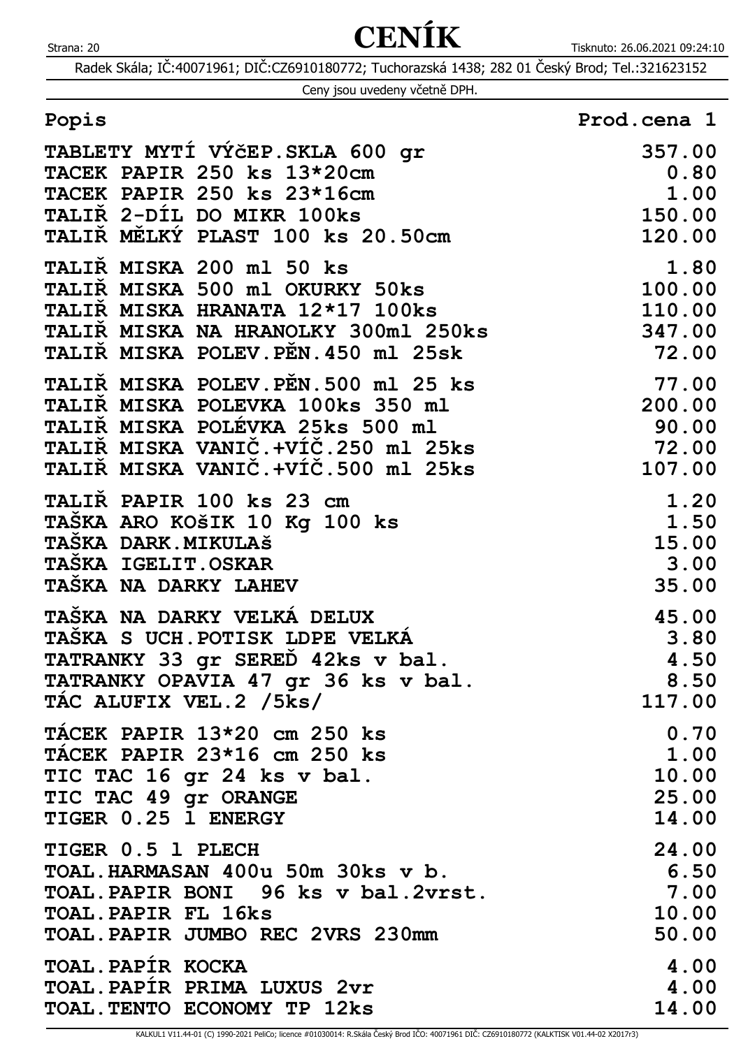# CENÍK

Radek Skála; IČ:40071961; DIČ:CZ6910180772; Tuchorazská 1438; 282 01 Český Brod; Tel.:321623152

Ceny jsou uvedeny včetně DPH.

| Popis | Prod.cena 1 |
|---|---:|
| TABLETY MYTÍ VÝčEP.SKLA 600 gr | 357.00 |
| TACEK PAPIR 250 ks 13*20cm | 0.80 |
| TACEK PAPIR 250 ks 23*16cm | 1.00 |
| TALIŘ 2-DÍL DO MIKR 100ks | 150.00 |
| TALIŘ MĚLKÝ PLAST 100 ks 20.50cm | 120.00 |
| TALIŘ MISKA 200 ml 50 ks | 1.80 |
| TALIŘ MISKA 500 ml OKURKY 50ks | 100.00 |
| TALIŘ MISKA HRANATA 12*17 100ks | 110.00 |
| TALIŘ MISKA NA HRANOLKY 300ml 250ks | 347.00 |
| TALIŘ MISKA POLEV.PĚN.450 ml 25sk | 72.00 |
| TALIŘ MISKA POLEV.PĚN.500 ml 25 ks | 77.00 |
| TALIŘ MISKA POLEVKA 100ks 350 ml | 200.00 |
| TALIŘ MISKA POLÉVKA 25ks 500 ml | 90.00 |
| TALIŘ MISKA VANIČ.+VÍČ.250 ml 25ks | 72.00 |
| TALIŘ MISKA VANIČ.+VÍČ.500 ml 25ks | 107.00 |
| TALIŘ PAPIR 100 ks 23 cm | 1.20 |
| TAŠKA ARO KOšIK 10 Kg 100 ks | 1.50 |
| TAŠKA DARK.MIKULAš | 15.00 |
| TAŠKA IGELIT.OSKAR | 3.00 |
| TAŠKA NA DARKY LAHEV | 35.00 |
| TAŠKA NA DARKY VELKÁ DELUX | 45.00 |
| TAŠKA S UCH.POTISK LDPE VELKÁ | 3.80 |
| TATRANKY 33 gr SEREĎ 42ks v bal. | 4.50 |
| TATRANKY OPAVIA 47 gr 36 ks v bal. | 8.50 |
| TÁC ALUFIX VEL.2 /5ks/ | 117.00 |
| TÁCEK PAPIR 13*20 cm 250 ks | 0.70 |
| TÁCEK PAPIR 23*16 cm 250 ks | 1.00 |
| TIC TAC 16 gr 24 ks v bal. | 10.00 |
| TIC TAC 49 gr ORANGE | 25.00 |
| TIGER 0.25 l ENERGY | 14.00 |
| TIGER 0.5 l PLECH | 24.00 |
| TOAL.HARMASAN 400u 50m 30ks v b. | 6.50 |
| TOAL.PAPIR BONI 96 ks v bal.2vrst. | 7.00 |
| TOAL.PAPIR FL 16ks | 10.00 |
| TOAL.PAPIR JUMBO REC 2VRS 230mm | 50.00 |
| TOAL.PAPÍR KOCKA | 4.00 |
| TOAL.PAPÍR PRIMA LUXUS 2vr | 4.00 |
| TOAL.TENTO ECONOMY TP 12ks | 14.00 |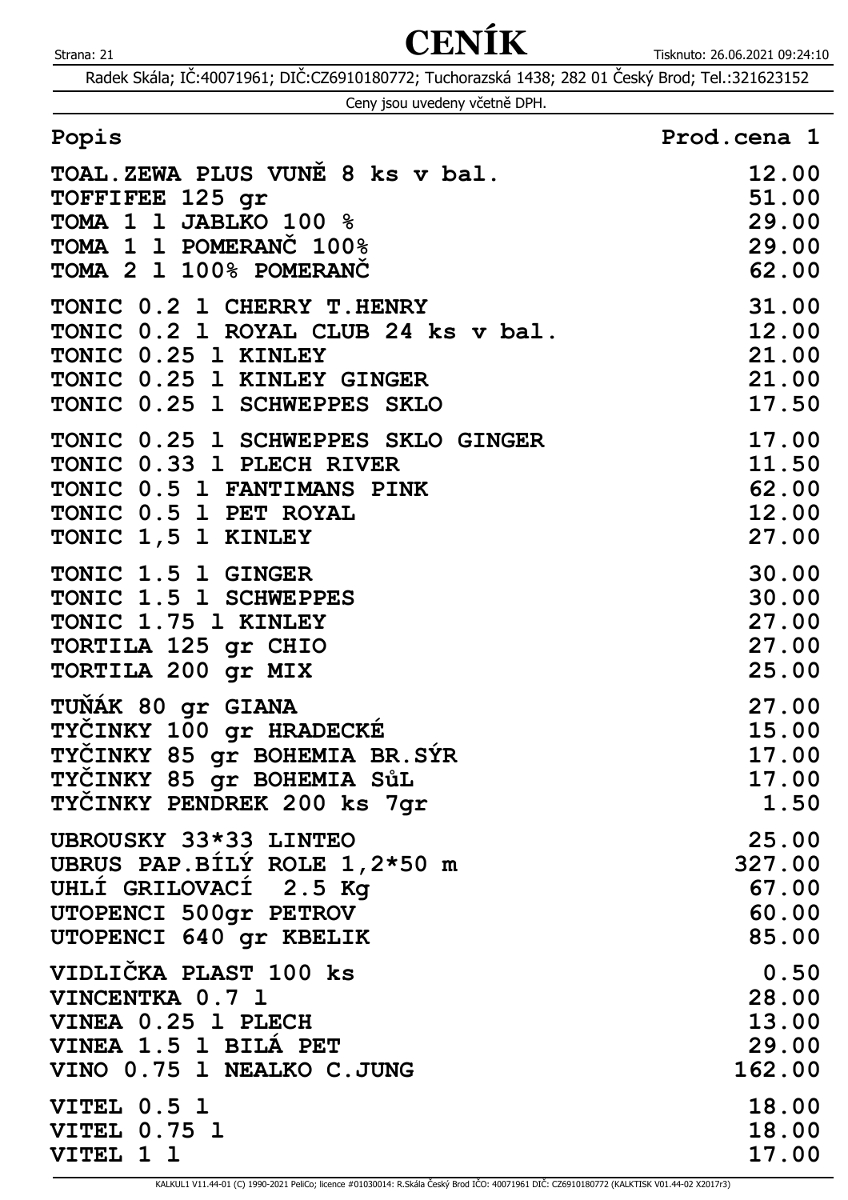# CENÍK

Radek Skála; IČ:40071961; DIČ:CZ6910180772; Tuchorazská 1438; 282 01 Český Brod; Tel.:321623152

Ceny jsou uvedeny včetně DPH.

| Popis | Prod.cena 1 |
|---|---|
| TOAL.ZEWA PLUS VUNĚ 8 ks v bal. | 12.00 |
| TOFFIFEE 125 gr | 51.00 |
| TOMA 1 l JABLKO 100 % | 29.00 |
| TOMA 1 l POMERANČ 100% | 29.00 |
| TOMA 2 l 100% POMERANČ | 62.00 |
| TONIC 0.2 l CHERRY T.HENRY | 31.00 |
| TONIC 0.2 l ROYAL CLUB 24 ks v bal. | 12.00 |
| TONIC 0.25 l KINLEY | 21.00 |
| TONIC 0.25 l KINLEY GINGER | 21.00 |
| TONIC 0.25 l SCHWEPPES SKLO | 17.50 |
| TONIC 0.25 l SCHWEPPES SKLO GINGER | 17.00 |
| TONIC 0.33 l PLECH RIVER | 11.50 |
| TONIC 0.5 l FANTIMANS PINK | 62.00 |
| TONIC 0.5 l PET ROYAL | 12.00 |
| TONIC 1,5 l KINLEY | 27.00 |
| TONIC 1.5 l GINGER | 30.00 |
| TONIC 1.5 l SCHWEPPES | 30.00 |
| TONIC 1.75 l KINLEY | 27.00 |
| TORTILA 125 gr CHIO | 27.00 |
| TORTILA 200 gr MIX | 25.00 |
| TUŇÁK 80 gr GIANA | 27.00 |
| TYČINKY 100 gr HRADECKÉ | 15.00 |
| TYČINKY 85 gr BOHEMIA BR.SÝR | 17.00 |
| TYČINKY 85 gr BOHEMIA SůL | 17.00 |
| TYČINKY PENDREK 200 ks 7gr | 1.50 |
| UBROUSKY 33*33 LINTEO | 25.00 |
| UBRUS PAP.BÍLÝ ROLE 1,2*50 m | 327.00 |
| UHLÍ GRILOVACÍ 2.5 Kg | 67.00 |
| UTOPENCI 500gr PETROV | 60.00 |
| UTOPENCI 640 gr KBELIK | 85.00 |
| VIDLIČKA PLAST 100 ks | 0.50 |
| VINCENTKA 0.7 l | 28.00 |
| VINEA 0.25 l PLECH | 13.00 |
| VINEA 1.5 l BILÁ PET | 29.00 |
| VINO 0.75 l NEALKO C.JUNG | 162.00 |
| VITEL 0.5 l | 18.00 |
| VITEL 0.75 l | 18.00 |
| VITEL 1 l | 17.00 |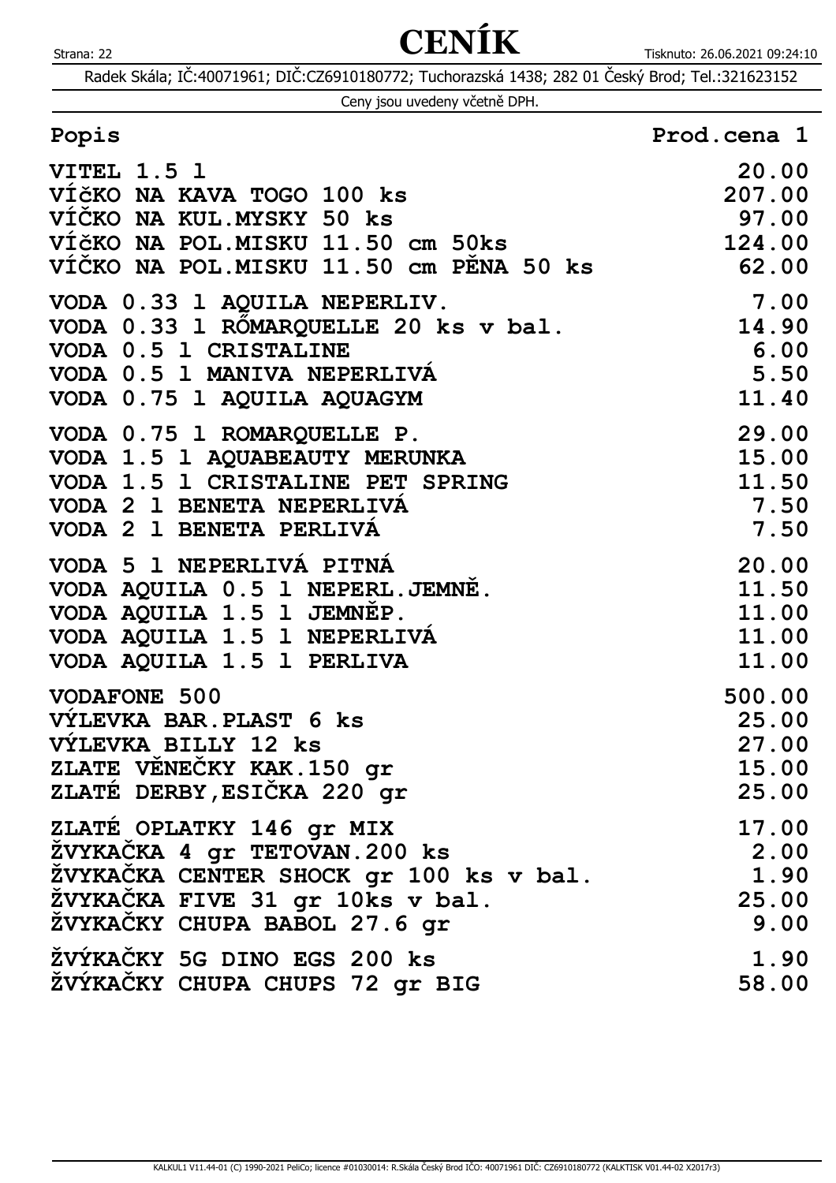# CENÍK

Radek Skála; IČ:40071961; DIČ:CZ6910180772; Tuchorazská 1438; 282 01 Český Brod; Tel.:321623152

Ceny jsou uvedeny včetně DPH.

| Popis | Prod.cena 1 |
| --- | ---: |
| VITEL 1.5 l | 20.00 |
| VÍčKO NA KAVA TOGO 100 ks | 207.00 |
| VÍČKO NA KUL.MYSKY 50 ks | 97.00 |
| VÍčKO NA POL.MISKU 11.50 cm 50ks | 124.00 |
| VÍČKO NA POL.MISKU 11.50 cm PĚNA 50 ks | 62.00 |
| VODA 0.33 l AQUILA NEPERLIV. | 7.00 |
| VODA 0.33 l RŐMARQUELLE 20 ks v bal. | 14.90 |
| VODA 0.5 l CRISTALINE | 6.00 |
| VODA 0.5 l MANIVA NEPERLIVÁ | 5.50 |
| VODA 0.75 l AQUILA AQUAGYM | 11.40 |
| VODA 0.75 l ROMARQUELLE P. | 29.00 |
| VODA 1.5 l AQUABEAUTY MERUNKA | 15.00 |
| VODA 1.5 l CRISTALINE PET SPRING | 11.50 |
| VODA 2 l BENETA NEPERLIVÁ | 7.50 |
| VODA 2 l BENETA PERLIVÁ | 7.50 |
| VODA 5 l NEPERLIVÁ PITNÁ | 20.00 |
| VODA AQUILA 0.5 l NEPERL.JEMNĚ. | 11.50 |
| VODA AQUILA 1.5 l JEMNĚP. | 11.00 |
| VODA AQUILA 1.5 l NEPERLIVÁ | 11.00 |
| VODA AQUILA 1.5 l PERLIVA | 11.00 |
| VODAFONE 500 | 500.00 |
| VÝLEVKA BAR.PLAST 6 ks | 25.00 |
| VÝLEVKA BILLY 12 ks | 27.00 |
| ZLATE VĚNEČKY KAK.150 gr | 15.00 |
| ZLATÉ DERBY,ESIČKA 220 gr | 25.00 |
| ZLATÉ OPLATKY 146 gr MIX | 17.00 |
| ŽVYKAČKA 4 gr TETOVAN.200 ks | 2.00 |
| ŽVYKAČKA CENTER SHOCK gr 100 ks v bal. | 1.90 |
| ŽVYKAČKA FIVE 31 gr 10ks v bal. | 25.00 |
| ŽVYKAČKY CHUPA BABOL 27.6 gr | 9.00 |
| ŽVÝKAČKY 5G DINO EGS 200 ks | 1.90 |
| ŽVÝKAČKY CHUPA CHUPS 72 gr BIG | 58.00 |